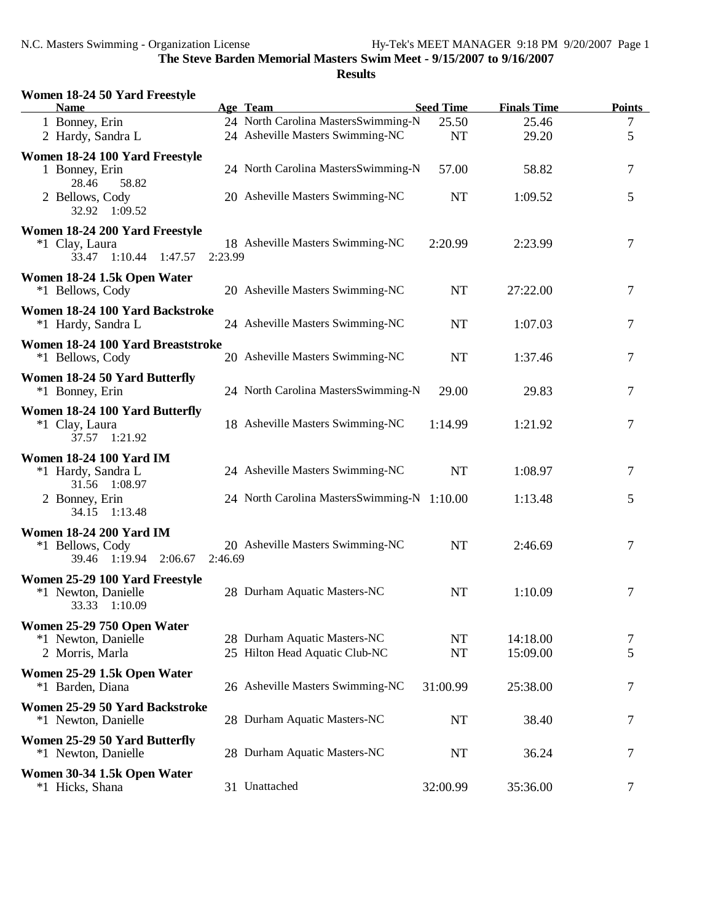The Steve Barden Memorial Masters Swim Meet - 9/15/2007 to 9/16/2007

**Results**

### Women 18-24 50 Yard Freestyle

| Name | Age | Team | Seed Time | Finals Time | Points |
|---|---|---|---|---|---|
| 1 Bonney, Erin | 24 | North Carolina MastersSwimming-N | 25.50 | 25.46 | 7 |
| 2 Hardy, Sandra L | 24 | Asheville Masters Swimming-NC | NT | 29.20 | 5 |

### Women 18-24 100 Yard Freestyle

| Name | Age | Team | Seed Time | Finals Time | Points |
|---|---|---|---|---|---|
| 1 Bonney, Erin | 24 | North Carolina MastersSwimming-N | 57.00 | 58.82 | 7 |
| 28.46 58.82 | | | | | |
| 2 Bellows, Cody | 20 | Asheville Masters Swimming-NC | NT | 1:09.52 | 5 |
| 32.92 1:09.52 | | | | | |

### Women 18-24 200 Yard Freestyle

| Name | Age | Team | Seed Time | Finals Time | Points |
|---|---|---|---|---|---|
| *1 Clay, Laura | 18 | Asheville Masters Swimming-NC | 2:20.99 | 2:23.99 | 7 |
| 33.47 1:10.44 1:47.57 2:23.99 | | | | | |

### Women 18-24 1.5k Open Water

| Name | Age | Team | Seed Time | Finals Time | Points |
|---|---|---|---|---|---|
| *1 Bellows, Cody | 20 | Asheville Masters Swimming-NC | NT | 27:22.00 | 7 |

### Women 18-24 100 Yard Backstroke

| Name | Age | Team | Seed Time | Finals Time | Points |
|---|---|---|---|---|---|
| *1 Hardy, Sandra L | 24 | Asheville Masters Swimming-NC | NT | 1:07.03 | 7 |

### Women 18-24 100 Yard Breaststroke

| Name | Age | Team | Seed Time | Finals Time | Points |
|---|---|---|---|---|---|
| *1 Bellows, Cody | 20 | Asheville Masters Swimming-NC | NT | 1:37.46 | 7 |

### Women 18-24 50 Yard Butterfly

| Name | Age | Team | Seed Time | Finals Time | Points |
|---|---|---|---|---|---|
| *1 Bonney, Erin | 24 | North Carolina MastersSwimming-N | 29.00 | 29.83 | 7 |

### Women 18-24 100 Yard Butterfly

| Name | Age | Team | Seed Time | Finals Time | Points |
|---|---|---|---|---|---|
| *1 Clay, Laura | 18 | Asheville Masters Swimming-NC | 1:14.99 | 1:21.92 | 7 |
| 37.57 1:21.92 | | | | | |

### Women 18-24 100 Yard IM

| Name | Age | Team | Seed Time | Finals Time | Points |
|---|---|---|---|---|---|
| *1 Hardy, Sandra L | 24 | Asheville Masters Swimming-NC | NT | 1:08.97 | 7 |
| 31.56 1:08.97 | | | | | |
| 2 Bonney, Erin | 24 | North Carolina MastersSwimming-N | 1:10.00 | 1:13.48 | 5 |
| 34.15 1:13.48 | | | | | |

### Women 18-24 200 Yard IM

| Name | Age | Team | Seed Time | Finals Time | Points |
|---|---|---|---|---|---|
| *1 Bellows, Cody | 20 | Asheville Masters Swimming-NC | NT | 2:46.69 | 7 |
| 39.46 1:19.94 2:06.67 2:46.69 | | | | | |

### Women 25-29 100 Yard Freestyle

| Name | Age | Team | Seed Time | Finals Time | Points |
|---|---|---|---|---|---|
| *1 Newton, Danielle | 28 | Durham Aquatic Masters-NC | NT | 1:10.09 | 7 |
| 33.33 1:10.09 | | | | | |

### Women 25-29 750 Open Water

| Name | Age | Team | Seed Time | Finals Time | Points |
|---|---|---|---|---|---|
| *1 Newton, Danielle | 28 | Durham Aquatic Masters-NC | NT | 14:18.00 | 7 |
| 2 Morris, Marla | 25 | Hilton Head Aquatic Club-NC | NT | 15:09.00 | 5 |

### Women 25-29 1.5k Open Water

| Name | Age | Team | Seed Time | Finals Time | Points |
|---|---|---|---|---|---|
| *1 Barden, Diana | 26 | Asheville Masters Swimming-NC | 31:00.99 | 25:38.00 | 7 |

### Women 25-29 50 Yard Backstroke

| Name | Age | Team | Seed Time | Finals Time | Points |
|---|---|---|---|---|---|
| *1 Newton, Danielle | 28 | Durham Aquatic Masters-NC | NT | 38.40 | 7 |

### Women 25-29 50 Yard Butterfly

| Name | Age | Team | Seed Time | Finals Time | Points |
|---|---|---|---|---|---|
| *1 Newton, Danielle | 28 | Durham Aquatic Masters-NC | NT | 36.24 | 7 |

### Women 30-34 1.5k Open Water

| Name | Age | Team | Seed Time | Finals Time | Points |
|---|---|---|---|---|---|
| *1 Hicks, Shana | 31 | Unattached | 32:00.99 | 35:36.00 | 7 |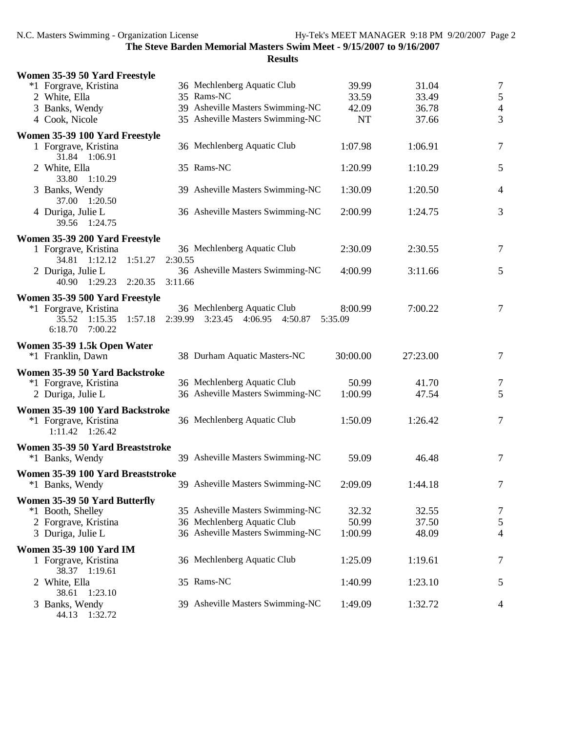**The Steve Barden Memorial Masters Swim Meet - 9/15/2007 to 9/16/2007**

**Results**

**Women 35-39 50 Yard Freestyle**

| Place | Name | Age | Team | Seed | Finals | Points |
|---|---|---|---|---|---|---|
| *1 | Forgrave, Kristina | 36 | Mechlenberg Aquatic Club | 39.99 | 31.04 | 7 |
| 2 | White, Ella | 35 | Rams-NC | 33.59 | 33.49 | 5 |
| 3 | Banks, Wendy | 39 | Asheville Masters Swimming-NC | 42.09 | 36.78 | 4 |
| 4 | Cook, Nicole | 35 | Asheville Masters Swimming-NC | NT | 37.66 | 3 |

**Women 35-39 100 Yard Freestyle**

| Place | Name | Age | Team | Seed | Finals | Points |
|---|---|---|---|---|---|---|
| 1 | Forgrave, Kristina | 36 | Mechlenberg Aquatic Club | 1:07.98 | 1:06.91 | 7 |
| | 31.84 1:06.91 | | | | | |
| 2 | White, Ella | 35 | Rams-NC | 1:20.99 | 1:10.29 | 5 |
| | 33.80 1:10.29 | | | | | |
| 3 | Banks, Wendy | 39 | Asheville Masters Swimming-NC | 1:30.09 | 1:20.50 | 4 |
| | 37.00 1:20.50 | | | | | |
| 4 | Duriga, Julie L | 36 | Asheville Masters Swimming-NC | 2:00.99 | 1:24.75 | 3 |
| | 39.56 1:24.75 | | | | | |

**Women 35-39 200 Yard Freestyle**

| Place | Name | Age | Team | Seed | Finals | Points |
|---|---|---|---|---|---|---|
| 1 | Forgrave, Kristina | 36 | Mechlenberg Aquatic Club | 2:30.09 | 2:30.55 | 7 |
| | 34.81 1:12.12 1:51.27 2:30.55 | | | | | |
| 2 | Duriga, Julie L | 36 | Asheville Masters Swimming-NC | 4:00.99 | 3:11.66 | 5 |
| | 40.90 1:29.23 2:20.35 3:11.66 | | | | | |

**Women 35-39 500 Yard Freestyle**

| Place | Name | Age | Team | Seed | Finals | Points |
|---|---|---|---|---|---|---|
| *1 | Forgrave, Kristina | 36 | Mechlenberg Aquatic Club | 8:00.99 | 7:00.22 | 7 |
| | 35.52 1:15.35 1:57.18 2:39.99 3:23.45 4:06.95 4:50.87 5:35.09 6:18.70 7:00.22 | | | | | |

**Women 35-39 1.5k Open Water**

| Place | Name | Age | Team | Seed | Finals | Points |
|---|---|---|---|---|---|---|
| *1 | Franklin, Dawn | 38 | Durham Aquatic Masters-NC | 30:00.00 | 27:23.00 | 7 |

**Women 35-39 50 Yard Backstroke**

| Place | Name | Age | Team | Seed | Finals | Points |
|---|---|---|---|---|---|---|
| *1 | Forgrave, Kristina | 36 | Mechlenberg Aquatic Club | 50.99 | 41.70 | 7 |
| 2 | Duriga, Julie L | 36 | Asheville Masters Swimming-NC | 1:00.99 | 47.54 | 5 |

**Women 35-39 100 Yard Backstroke**

| Place | Name | Age | Team | Seed | Finals | Points |
|---|---|---|---|---|---|---|
| *1 | Forgrave, Kristina | 36 | Mechlenberg Aquatic Club | 1:50.09 | 1:26.42 | 7 |
| | 1:11.42 1:26.42 | | | | | |

**Women 35-39 50 Yard Breaststroke**

| Place | Name | Age | Team | Seed | Finals | Points |
|---|---|---|---|---|---|---|
| *1 | Banks, Wendy | 39 | Asheville Masters Swimming-NC | 59.09 | 46.48 | 7 |

**Women 35-39 100 Yard Breaststroke**

| Place | Name | Age | Team | Seed | Finals | Points |
|---|---|---|---|---|---|---|
| *1 | Banks, Wendy | 39 | Asheville Masters Swimming-NC | 2:09.09 | 1:44.18 | 7 |

**Women 35-39 50 Yard Butterfly**

| Place | Name | Age | Team | Seed | Finals | Points |
|---|---|---|---|---|---|---|
| *1 | Booth, Shelley | 35 | Asheville Masters Swimming-NC | 32.32 | 32.55 | 7 |
| 2 | Forgrave, Kristina | 36 | Mechlenberg Aquatic Club | 50.99 | 37.50 | 5 |
| 3 | Duriga, Julie L | 36 | Asheville Masters Swimming-NC | 1:00.99 | 48.09 | 4 |

**Women 35-39 100 Yard IM**

| Place | Name | Age | Team | Seed | Finals | Points |
|---|---|---|---|---|---|---|
| 1 | Forgrave, Kristina | 36 | Mechlenberg Aquatic Club | 1:25.09 | 1:19.61 | 7 |
| | 38.37 1:19.61 | | | | | |
| 2 | White, Ella | 35 | Rams-NC | 1:40.99 | 1:23.10 | 5 |
| | 38.61 1:23.10 | | | | | |
| 3 | Banks, Wendy | 39 | Asheville Masters Swimming-NC | 1:49.09 | 1:32.72 | 4 |
| | 44.13 1:32.72 | | | | | |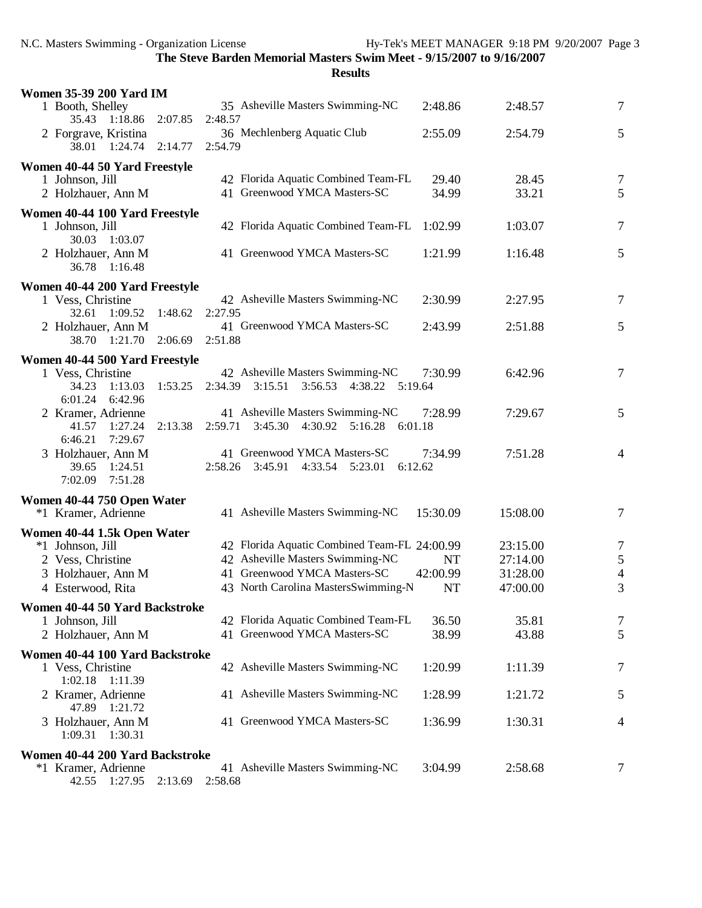**The Steve Barden Memorial Masters Swim Meet - 9/15/2007 to 9/16/2007**

**Results**

### Women 35-39 200 Yard IM

| | Name | Age | Team | Seed Time | Finals Time | Points |
|---|---|---|---|---|---|---|
| 1 | Booth, Shelley | 35 | Asheville Masters Swimming-NC | 2:48.86 | 2:48.57 | 7 |
| | 35.43 1:18.86 2:07.85 2:48.57 | | | | | |
| 2 | Forgrave, Kristina | 36 | Mechlenberg Aquatic Club | 2:55.09 | 2:54.79 | 5 |
| | 38.01 1:24.74 2:14.77 2:54.79 | | | | | |

### Women 40-44 50 Yard Freestyle

| | Name | Age | Team | Seed Time | Finals Time | Points |
|---|---|---|---|---|---|---|
| 1 | Johnson, Jill | 42 | Florida Aquatic Combined Team-FL | 29.40 | 28.45 | 7 |
| 2 | Holzhauer, Ann M | 41 | Greenwood YMCA Masters-SC | 34.99 | 33.21 | 5 |

### Women 40-44 100 Yard Freestyle

| | Name | Age | Team | Seed Time | Finals Time | Points |
|---|---|---|---|---|---|---|
| 1 | Johnson, Jill | 42 | Florida Aquatic Combined Team-FL | 1:02.99 | 1:03.07 | 7 |
| | 30.03 1:03.07 | | | | | |
| 2 | Holzhauer, Ann M | 41 | Greenwood YMCA Masters-SC | 1:21.99 | 1:16.48 | 5 |
| | 36.78 1:16.48 | | | | | |

### Women 40-44 200 Yard Freestyle

| | Name | Age | Team | Seed Time | Finals Time | Points |
|---|---|---|---|---|---|---|
| 1 | Vess, Christine | 42 | Asheville Masters Swimming-NC | 2:30.99 | 2:27.95 | 7 |
| | 32.61 1:09.52 1:48.62 2:27.95 | | | | | |
| 2 | Holzhauer, Ann M | 41 | Greenwood YMCA Masters-SC | 2:43.99 | 2:51.88 | 5 |
| | 38.70 1:21.70 2:06.69 2:51.88 | | | | | |

### Women 40-44 500 Yard Freestyle

| | Name | Age | Team | Seed Time | Finals Time | Points |
|---|---|---|---|---|---|---|
| 1 | Vess, Christine | 42 | Asheville Masters Swimming-NC | 7:30.99 | 6:42.96 | 7 |
| | 34.23 1:13.03 1:53.25 2:34.39 3:15.51 3:56.53 4:38.22 5:19.64 6:01.24 6:42.96 | | | | | |
| 2 | Kramer, Adrienne | 41 | Asheville Masters Swimming-NC | 7:28.99 | 7:29.67 | 5 |
| | 41.57 1:27.24 2:13.38 2:59.71 3:45.30 4:30.92 5:16.28 6:01.18 6:46.21 7:29.67 | | | | | |
| 3 | Holzhauer, Ann M | 41 | Greenwood YMCA Masters-SC | 7:34.99 | 7:51.28 | 4 |
| | 39.65 1:24.51 2:58.26 3:45.91 4:33.54 5:23.01 6:12.62 7:02.09 7:51.28 | | | | | |

### Women 40-44 750 Open Water

| | Name | Age | Team | Seed Time | Finals Time | Points |
|---|---|---|---|---|---|---|
| *1 | Kramer, Adrienne | 41 | Asheville Masters Swimming-NC | 15:30.09 | 15:08.00 | 7 |

### Women 40-44 1.5k Open Water

| | Name | Age | Team | Seed Time | Finals Time | Points |
|---|---|---|---|---|---|---|
| *1 | Johnson, Jill | 42 | Florida Aquatic Combined Team-FL | 24:00.99 | 23:15.00 | 7 |
| 2 | Vess, Christine | 42 | Asheville Masters Swimming-NC | NT | 27:14.00 | 5 |
| 3 | Holzhauer, Ann M | 41 | Greenwood YMCA Masters-SC | 42:00.99 | 31:28.00 | 4 |
| 4 | Esterwood, Rita | 43 | North Carolina MastersSwimming-N | NT | 47:00.00 | 3 |

### Women 40-44 50 Yard Backstroke

| | Name | Age | Team | Seed Time | Finals Time | Points |
|---|---|---|---|---|---|---|
| 1 | Johnson, Jill | 42 | Florida Aquatic Combined Team-FL | 36.50 | 35.81 | 7 |
| 2 | Holzhauer, Ann M | 41 | Greenwood YMCA Masters-SC | 38.99 | 43.88 | 5 |

### Women 40-44 100 Yard Backstroke

| | Name | Age | Team | Seed Time | Finals Time | Points |
|---|---|---|---|---|---|---|
| 1 | Vess, Christine | 42 | Asheville Masters Swimming-NC | 1:20.99 | 1:11.39 | 7 |
| | 1:02.18 1:11.39 | | | | | |
| 2 | Kramer, Adrienne | 41 | Asheville Masters Swimming-NC | 1:28.99 | 1:21.72 | 5 |
| | 47.89 1:21.72 | | | | | |
| 3 | Holzhauer, Ann M | 41 | Greenwood YMCA Masters-SC | 1:36.99 | 1:30.31 | 4 |
| | 1:09.31 1:30.31 | | | | | |

### Women 40-44 200 Yard Backstroke

| | Name | Age | Team | Seed Time | Finals Time | Points |
|---|---|---|---|---|---|---|
| *1 | Kramer, Adrienne | 41 | Asheville Masters Swimming-NC | 3:04.99 | 2:58.68 | 7 |
| | 42.55 1:27.95 2:13.69 2:58.68 | | | | | |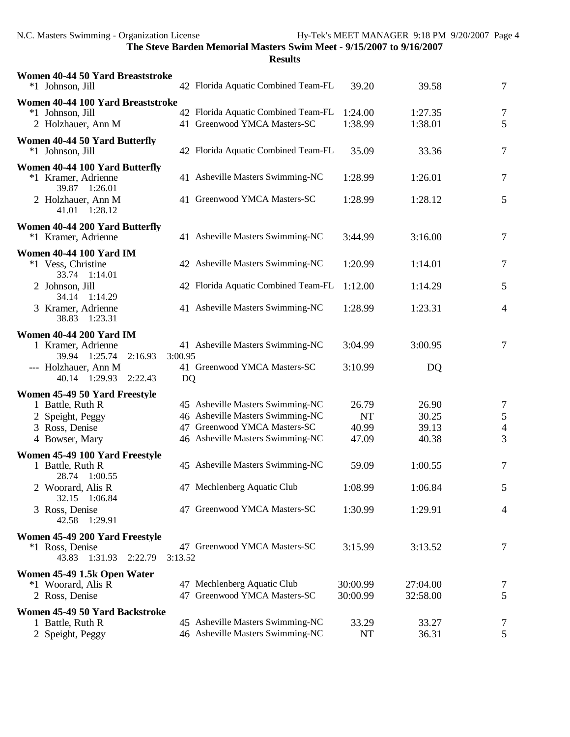**The Steve Barden Memorial Masters Swim Meet - 9/15/2007 to 9/16/2007**

**Results**

**Women 40-44 50 Yard Breaststroke**

| Place | Name | Age | Team | Seed | Finals | Points |
|---|---|---|---|---|---|---|
| *1 | Johnson, Jill | 42 | Florida Aquatic Combined Team-FL | 39.20 | 39.58 | 7 |

**Women 40-44 100 Yard Breaststroke**

| Place | Name | Age | Team | Seed | Finals | Points |
|---|---|---|---|---|---|---|
| *1 | Johnson, Jill | 42 | Florida Aquatic Combined Team-FL | 1:24.00 | 1:27.35 | 7 |
| 2 | Holzhauer, Ann M | 41 | Greenwood YMCA Masters-SC | 1:38.99 | 1:38.01 | 5 |

**Women 40-44 50 Yard Butterfly**

| Place | Name | Age | Team | Seed | Finals | Points |
|---|---|---|---|---|---|---|
| *1 | Johnson, Jill | 42 | Florida Aquatic Combined Team-FL | 35.09 | 33.36 | 7 |

**Women 40-44 100 Yard Butterfly**

| Place | Name | Age | Team | Seed | Finals | Points |
|---|---|---|---|---|---|---|
| *1 | Kramer, Adrienne | 41 | Asheville Masters Swimming-NC | 1:28.99 | 1:26.01 | 7 |
| | 39.87 1:26.01 | | | | | |
| 2 | Holzhauer, Ann M | 41 | Greenwood YMCA Masters-SC | 1:28.99 | 1:28.12 | 5 |
| | 41.01 1:28.12 | | | | | |

**Women 40-44 200 Yard Butterfly**

| Place | Name | Age | Team | Seed | Finals | Points |
|---|---|---|---|---|---|---|
| *1 | Kramer, Adrienne | 41 | Asheville Masters Swimming-NC | 3:44.99 | 3:16.00 | 7 |

**Women 40-44 100 Yard IM**

| Place | Name | Age | Team | Seed | Finals | Points |
|---|---|---|---|---|---|---|
| *1 | Vess, Christine | 42 | Asheville Masters Swimming-NC | 1:20.99 | 1:14.01 | 7 |
| | 33.74 1:14.01 | | | | | |
| 2 | Johnson, Jill | 42 | Florida Aquatic Combined Team-FL | 1:12.00 | 1:14.29 | 5 |
| | 34.14 1:14.29 | | | | | |
| 3 | Kramer, Adrienne | 41 | Asheville Masters Swimming-NC | 1:28.99 | 1:23.31 | 4 |
| | 38.83 1:23.31 | | | | | |

**Women 40-44 200 Yard IM**

| Place | Name | Age | Team | Seed | Finals | Points |
|---|---|---|---|---|---|---|
| 1 | Kramer, Adrienne | 41 | Asheville Masters Swimming-NC | 3:04.99 | 3:00.95 | 7 |
| | 39.94 1:25.74 2:16.93 3:00.95 | | | | | |
| --- | Holzhauer, Ann M | 41 | Greenwood YMCA Masters-SC | 3:10.99 | DQ | |
| | 40.14 1:29.93 2:22.43 DQ | | | | | |

**Women 45-49 50 Yard Freestyle**

| Place | Name | Age | Team | Seed | Finals | Points |
|---|---|---|---|---|---|---|
| 1 | Battle, Ruth R | 45 | Asheville Masters Swimming-NC | 26.79 | 26.90 | 7 |
| 2 | Speight, Peggy | 46 | Asheville Masters Swimming-NC | NT | 30.25 | 5 |
| 3 | Ross, Denise | 47 | Greenwood YMCA Masters-SC | 40.99 | 39.13 | 4 |
| 4 | Bowser, Mary | 46 | Asheville Masters Swimming-NC | 47.09 | 40.38 | 3 |

**Women 45-49 100 Yard Freestyle**

| Place | Name | Age | Team | Seed | Finals | Points |
|---|---|---|---|---|---|---|
| 1 | Battle, Ruth R | 45 | Asheville Masters Swimming-NC | 59.09 | 1:00.55 | 7 |
| | 28.74 1:00.55 | | | | | |
| 2 | Woorard, Alis R | 47 | Mechlenberg Aquatic Club | 1:08.99 | 1:06.84 | 5 |
| | 32.15 1:06.84 | | | | | |
| 3 | Ross, Denise | 47 | Greenwood YMCA Masters-SC | 1:30.99 | 1:29.91 | 4 |
| | 42.58 1:29.91 | | | | | |

**Women 45-49 200 Yard Freestyle**

| Place | Name | Age | Team | Seed | Finals | Points |
|---|---|---|---|---|---|---|
| *1 | Ross, Denise | 47 | Greenwood YMCA Masters-SC | 3:15.99 | 3:13.52 | 7 |
| | 43.83 1:31.93 2:22.79 3:13.52 | | | | | |

**Women 45-49 1.5k Open Water**

| Place | Name | Age | Team | Seed | Finals | Points |
|---|---|---|---|---|---|---|
| *1 | Woorard, Alis R | 47 | Mechlenberg Aquatic Club | 30:00.99 | 27:04.00 | 7 |
| 2 | Ross, Denise | 47 | Greenwood YMCA Masters-SC | 30:00.99 | 32:58.00 | 5 |

**Women 45-49 50 Yard Backstroke**

| Place | Name | Age | Team | Seed | Finals | Points |
|---|---|---|---|---|---|---|
| 1 | Battle, Ruth R | 45 | Asheville Masters Swimming-NC | 33.29 | 33.27 | 7 |
| 2 | Speight, Peggy | 46 | Asheville Masters Swimming-NC | NT | 36.31 | 5 |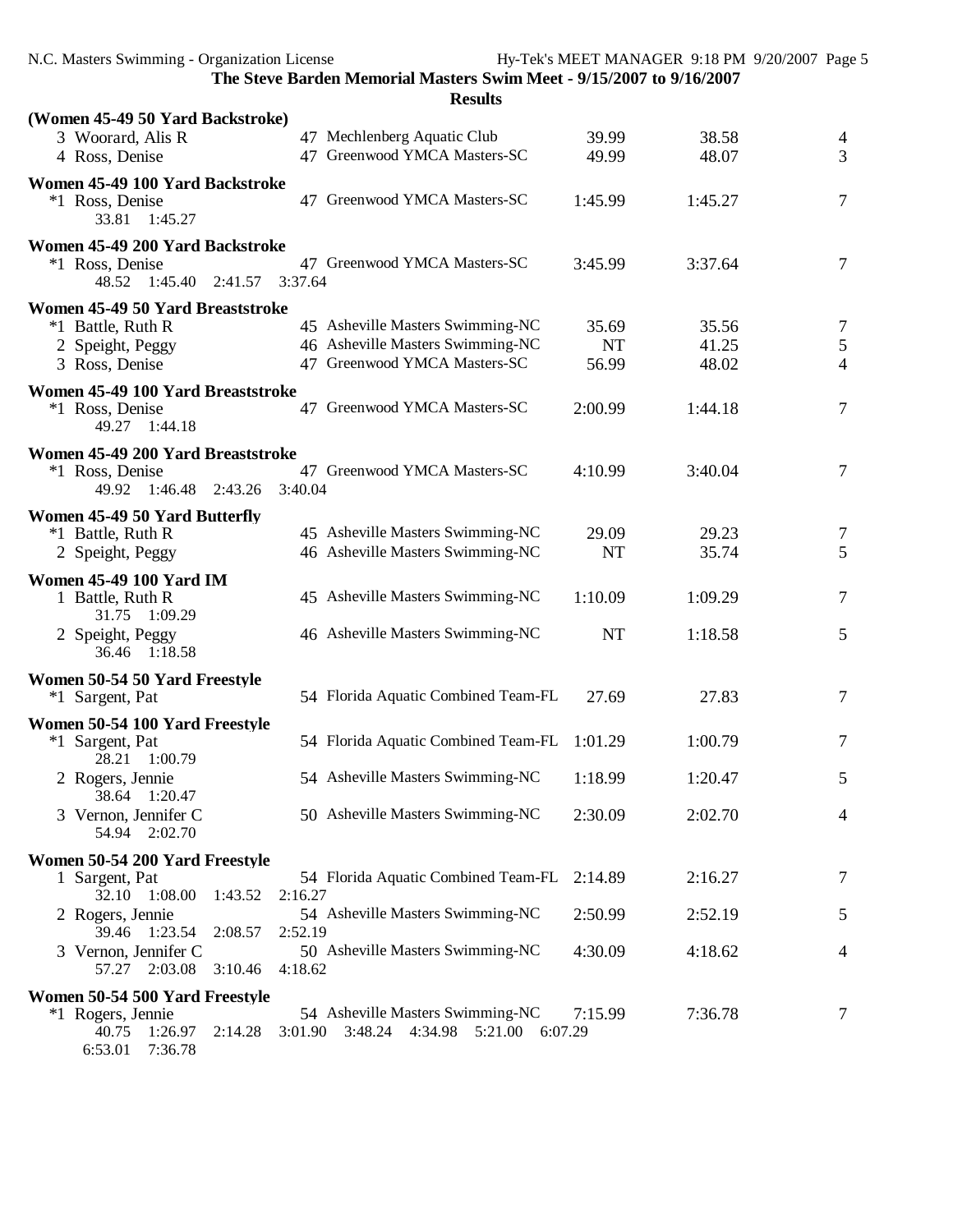**The Steve Barden Memorial Masters Swim Meet - 9/15/2007 to 9/16/2007**

**Results**

**(Women 45-49 50 Yard Backstroke)**

```
  3 Woorard, Alis R              47 Mechlenberg Aquatic Club            39.99        38.58        4
  4 Ross, Denise                 47 Greenwood YMCA Masters-SC           49.99        48.07        3
```

**Women 45-49 100 Yard Backstroke**

```
 *1 Ross, Denise                 47 Greenwood YMCA Masters-SC         1:45.99      1:45.27        7
      33.81   1:45.27
```

**Women 45-49 200 Yard Backstroke**

```
 *1 Ross, Denise                 47 Greenwood YMCA Masters-SC         3:45.99      3:37.64        7
      48.52   1:45.40   2:41.57   3:37.64
```

**Women 45-49 50 Yard Breaststroke**

```
 *1 Battle, Ruth R               45 Asheville Masters Swimming-NC       35.69        35.56        7
  2 Speight, Peggy               46 Asheville Masters Swimming-NC          NT        41.25        5
  3 Ross, Denise                 47 Greenwood YMCA Masters-SC           56.99        48.02        4
```

**Women 45-49 100 Yard Breaststroke**

```
 *1 Ross, Denise                 47 Greenwood YMCA Masters-SC         2:00.99      1:44.18        7
      49.27   1:44.18
```

**Women 45-49 200 Yard Breaststroke**

```
 *1 Ross, Denise                 47 Greenwood YMCA Masters-SC         4:10.99      3:40.04        7
      49.92   1:46.48   2:43.26   3:40.04
```

**Women 45-49 50 Yard Butterfly**

```
 *1 Battle, Ruth R               45 Asheville Masters Swimming-NC       29.09        29.23        7
  2 Speight, Peggy               46 Asheville Masters Swimming-NC          NT        35.74        5
```

**Women 45-49 100 Yard IM**

```
  1 Battle, Ruth R               45 Asheville Masters Swimming-NC     1:10.09      1:09.29        7
      31.75   1:09.29
  2 Speight, Peggy               46 Asheville Masters Swimming-NC          NT      1:18.58        5
      36.46   1:18.58
```

**Women 50-54 50 Yard Freestyle**

```
 *1 Sargent, Pat                 54 Florida Aquatic Combined Team-FL    27.69        27.83        7
```

**Women 50-54 100 Yard Freestyle**

```
 *1 Sargent, Pat                 54 Florida Aquatic Combined Team-FL  1:01.29      1:00.79        7
      28.21   1:00.79
  2 Rogers, Jennie               54 Asheville Masters Swimming-NC     1:18.99      1:20.47        5
      38.64   1:20.47
  3 Vernon, Jennifer C           50 Asheville Masters Swimming-NC     2:30.09      2:02.70        4
      54.94   2:02.70
```

**Women 50-54 200 Yard Freestyle**

```
  1 Sargent, Pat                 54 Florida Aquatic Combined Team-FL  2:14.89      2:16.27        7
      32.10   1:08.00   1:43.52   2:16.27
  2 Rogers, Jennie               54 Asheville Masters Swimming-NC     2:50.99      2:52.19        5
      39.46   1:23.54   2:08.57   2:52.19
  3 Vernon, Jennifer C           50 Asheville Masters Swimming-NC     4:30.09      4:18.62        4
      57.27   2:03.08   3:10.46   4:18.62
```

**Women 50-54 500 Yard Freestyle**

```
 *1 Rogers, Jennie               54 Asheville Masters Swimming-NC     7:15.99      7:36.78        7
      40.75   1:26.97   2:14.28   3:01.90   3:48.24   4:34.98   5:21.00   6:07.29
    6:53.01   7:36.78
```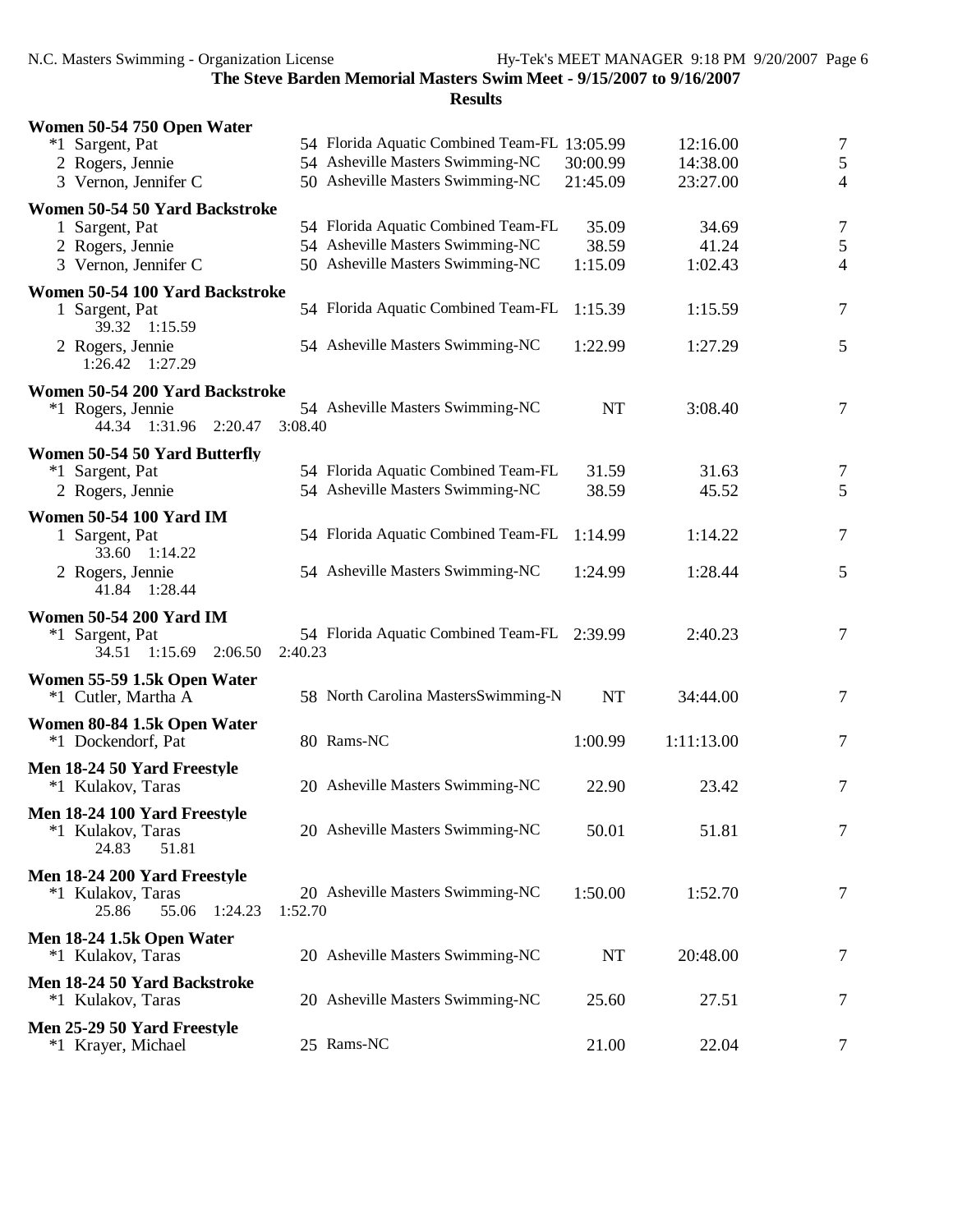**The Steve Barden Memorial Masters Swim Meet - 9/15/2007 to 9/16/2007**

**Results**

### Women 50-54 750 Open Water

| Place | Name | Age | Team | Seed Time | Finals Time | Points |
|---|---|---|---|---|---|---|
| *1 | Sargent, Pat | 54 | Florida Aquatic Combined Team-FL | 13:05.99 | 12:16.00 | 7 |
| 2 | Rogers, Jennie | 54 | Asheville Masters Swimming-NC | 30:00.99 | 14:38.00 | 5 |
| 3 | Vernon, Jennifer C | 50 | Asheville Masters Swimming-NC | 21:45.09 | 23:27.00 | 4 |

### Women 50-54 50 Yard Backstroke

| Place | Name | Age | Team | Seed Time | Finals Time | Points |
|---|---|---|---|---|---|---|
| 1 | Sargent, Pat | 54 | Florida Aquatic Combined Team-FL | 35.09 | 34.69 | 7 |
| 2 | Rogers, Jennie | 54 | Asheville Masters Swimming-NC | 38.59 | 41.24 | 5 |
| 3 | Vernon, Jennifer C | 50 | Asheville Masters Swimming-NC | 1:15.09 | 1:02.43 | 4 |

### Women 50-54 100 Yard Backstroke

| Place | Name | Age | Team | Seed Time | Finals Time | Points |
|---|---|---|---|---|---|---|
| 1 | Sargent, Pat | 54 | Florida Aquatic Combined Team-FL | 1:15.39 | 1:15.59 | 7 |
| | 39.32 1:15.59 | | | | | |
| 2 | Rogers, Jennie | 54 | Asheville Masters Swimming-NC | 1:22.99 | 1:27.29 | 5 |
| | 1:26.42 1:27.29 | | | | | |

### Women 50-54 200 Yard Backstroke

| Place | Name | Age | Team | Seed Time | Finals Time | Points |
|---|---|---|---|---|---|---|
| *1 | Rogers, Jennie | 54 | Asheville Masters Swimming-NC | NT | 3:08.40 | 7 |
| | 44.34 1:31.96 2:20.47 3:08.40 | | | | | |

### Women 50-54 50 Yard Butterfly

| Place | Name | Age | Team | Seed Time | Finals Time | Points |
|---|---|---|---|---|---|---|
| *1 | Sargent, Pat | 54 | Florida Aquatic Combined Team-FL | 31.59 | 31.63 | 7 |
| 2 | Rogers, Jennie | 54 | Asheville Masters Swimming-NC | 38.59 | 45.52 | 5 |

### Women 50-54 100 Yard IM

| Place | Name | Age | Team | Seed Time | Finals Time | Points |
|---|---|---|---|---|---|---|
| 1 | Sargent, Pat | 54 | Florida Aquatic Combined Team-FL | 1:14.99 | 1:14.22 | 7 |
| | 33.60 1:14.22 | | | | | |
| 2 | Rogers, Jennie | 54 | Asheville Masters Swimming-NC | 1:24.99 | 1:28.44 | 5 |
| | 41.84 1:28.44 | | | | | |

### Women 50-54 200 Yard IM

| Place | Name | Age | Team | Seed Time | Finals Time | Points |
|---|---|---|---|---|---|---|
| *1 | Sargent, Pat | 54 | Florida Aquatic Combined Team-FL | 2:39.99 | 2:40.23 | 7 |
| | 34.51 1:15.69 2:06.50 2:40.23 | | | | | |

### Women 55-59 1.5k Open Water

| Place | Name | Age | Team | Seed Time | Finals Time | Points |
|---|---|---|---|---|---|---|
| *1 | Cutler, Martha A | 58 | North Carolina MastersSwimming-N | NT | 34:44.00 | 7 |

### Women 80-84 1.5k Open Water

| Place | Name | Age | Team | Seed Time | Finals Time | Points |
|---|---|---|---|---|---|---|
| *1 | Dockendorf, Pat | 80 | Rams-NC | 1:00.99 | 1:11:13.00 | 7 |

### Men 18-24 50 Yard Freestyle

| Place | Name | Age | Team | Seed Time | Finals Time | Points |
|---|---|---|---|---|---|---|
| *1 | Kulakov, Taras | 20 | Asheville Masters Swimming-NC | 22.90 | 23.42 | 7 |

### Men 18-24 100 Yard Freestyle

| Place | Name | Age | Team | Seed Time | Finals Time | Points |
|---|---|---|---|---|---|---|
| *1 | Kulakov, Taras | 20 | Asheville Masters Swimming-NC | 50.01 | 51.81 | 7 |
| | 24.83 51.81 | | | | | |

### Men 18-24 200 Yard Freestyle

| Place | Name | Age | Team | Seed Time | Finals Time | Points |
|---|---|---|---|---|---|---|
| *1 | Kulakov, Taras | 20 | Asheville Masters Swimming-NC | 1:50.00 | 1:52.70 | 7 |
| | 25.86 55.06 1:24.23 1:52.70 | | | | | |

### Men 18-24 1.5k Open Water

| Place | Name | Age | Team | Seed Time | Finals Time | Points |
|---|---|---|---|---|---|---|
| *1 | Kulakov, Taras | 20 | Asheville Masters Swimming-NC | NT | 20:48.00 | 7 |

### Men 18-24 50 Yard Backstroke

| Place | Name | Age | Team | Seed Time | Finals Time | Points |
|---|---|---|---|---|---|---|
| *1 | Kulakov, Taras | 20 | Asheville Masters Swimming-NC | 25.60 | 27.51 | 7 |

### Men 25-29 50 Yard Freestyle

| Place | Name | Age | Team | Seed Time | Finals Time | Points |
|---|---|---|---|---|---|---|
| *1 | Krayer, Michael | 25 | Rams-NC | 21.00 | 22.04 | 7 |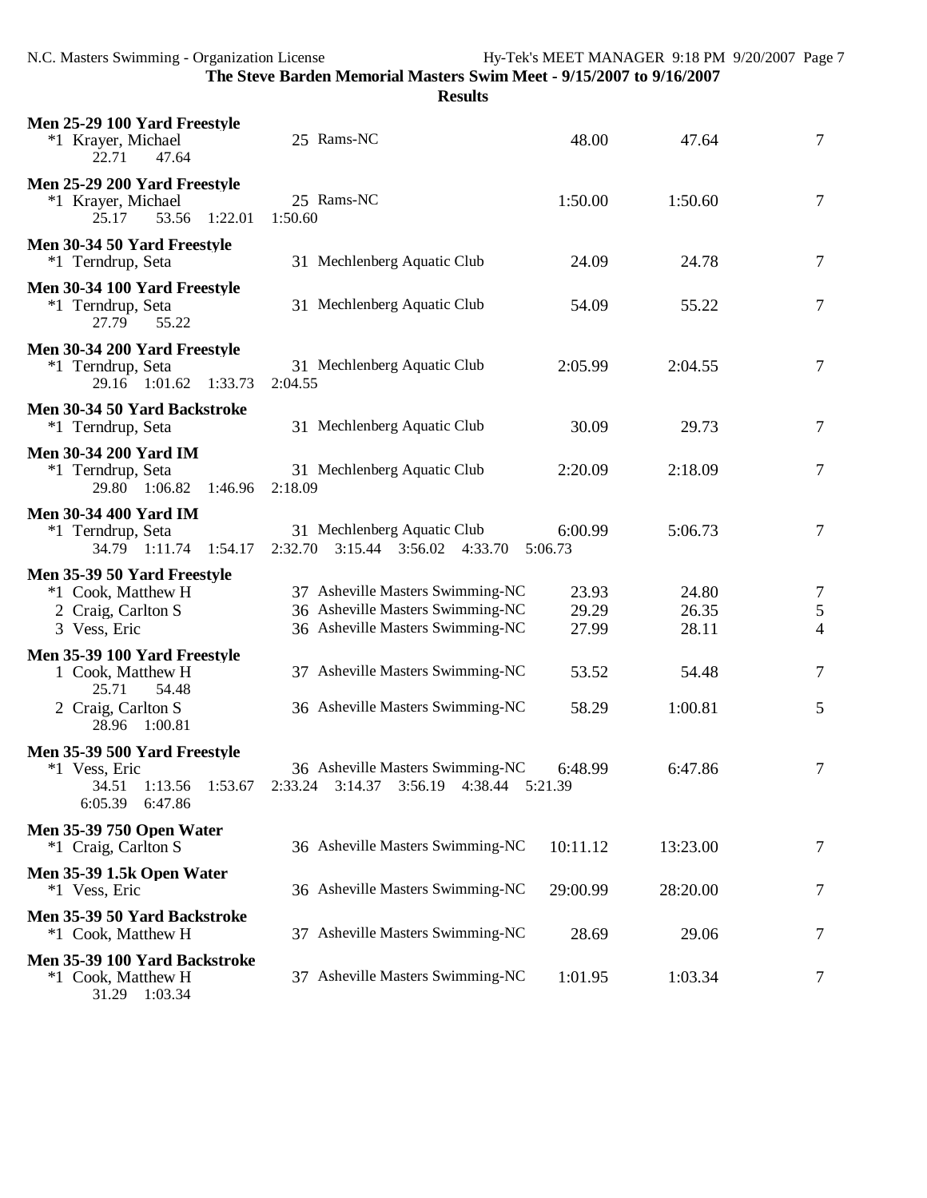**The Steve Barden Memorial Masters Swim Meet - 9/15/2007 to 9/16/2007**

**Results**

**Men 25-29 100 Yard Freestyle**

| | Name | Age | Team | Seed | Finals | Points |
|---|---|---|---|---|---|---|
| *1 | Krayer, Michael | 25 | Rams-NC | 48.00 | 47.64 | 7 |

22.71 47.64

**Men 25-29 200 Yard Freestyle**

| | Name | Age | Team | Seed | Finals | Points |
|---|---|---|---|---|---|---|
| *1 | Krayer, Michael | 25 | Rams-NC | 1:50.00 | 1:50.60 | 7 |

25.17 53.56 1:22.01 1:50.60

**Men 30-34 50 Yard Freestyle**

| | Name | Age | Team | Seed | Finals | Points |
|---|---|---|---|---|---|---|
| *1 | Terndrup, Seta | 31 | Mechlenberg Aquatic Club | 24.09 | 24.78 | 7 |

**Men 30-34 100 Yard Freestyle**

| | Name | Age | Team | Seed | Finals | Points |
|---|---|---|---|---|---|---|
| *1 | Terndrup, Seta | 31 | Mechlenberg Aquatic Club | 54.09 | 55.22 | 7 |

27.79 55.22

**Men 30-34 200 Yard Freestyle**

| | Name | Age | Team | Seed | Finals | Points |
|---|---|---|---|---|---|---|
| *1 | Terndrup, Seta | 31 | Mechlenberg Aquatic Club | 2:05.99 | 2:04.55 | 7 |

29.16 1:01.62 1:33.73 2:04.55

**Men 30-34 50 Yard Backstroke**

| | Name | Age | Team | Seed | Finals | Points |
|---|---|---|---|---|---|---|
| *1 | Terndrup, Seta | 31 | Mechlenberg Aquatic Club | 30.09 | 29.73 | 7 |

**Men 30-34 200 Yard IM**

| | Name | Age | Team | Seed | Finals | Points |
|---|---|---|---|---|---|---|
| *1 | Terndrup, Seta | 31 | Mechlenberg Aquatic Club | 2:20.09 | 2:18.09 | 7 |

29.80 1:06.82 1:46.96 2:18.09

**Men 30-34 400 Yard IM**

| | Name | Age | Team | Seed | Finals | Points |
|---|---|---|---|---|---|---|
| *1 | Terndrup, Seta | 31 | Mechlenberg Aquatic Club | 6:00.99 | 5:06.73 | 7 |

34.79 1:11.74 1:54.17 2:32.70 3:15.44 3:56.02 4:33.70 5:06.73

**Men 35-39 50 Yard Freestyle**

| | Name | Age | Team | Seed | Finals | Points |
|---|---|---|---|---|---|---|
| *1 | Cook, Matthew H | 37 | Asheville Masters Swimming-NC | 23.93 | 24.80 | 7 |
| 2 | Craig, Carlton S | 36 | Asheville Masters Swimming-NC | 29.29 | 26.35 | 5 |
| 3 | Vess, Eric | 36 | Asheville Masters Swimming-NC | 27.99 | 28.11 | 4 |

**Men 35-39 100 Yard Freestyle**

| | Name | Age | Team | Seed | Finals | Points |
|---|---|---|---|---|---|---|
| 1 | Cook, Matthew H | 37 | Asheville Masters Swimming-NC | 53.52 | 54.48 | 7 |
| | 25.71 54.48 | | | | | |
| 2 | Craig, Carlton S | 36 | Asheville Masters Swimming-NC | 58.29 | 1:00.81 | 5 |
| | 28.96 1:00.81 | | | | | |

**Men 35-39 500 Yard Freestyle**

| | Name | Age | Team | Seed | Finals | Points |
|---|---|---|---|---|---|---|
| *1 | Vess, Eric | 36 | Asheville Masters Swimming-NC | 6:48.99 | 6:47.86 | 7 |

34.51 1:13.56 1:53.67 2:33.24 3:14.37 3:56.19 4:38.44 5:21.39
6:05.39 6:47.86

**Men 35-39 750 Open Water**

| | Name | Age | Team | Seed | Finals | Points |
|---|---|---|---|---|---|---|
| *1 | Craig, Carlton S | 36 | Asheville Masters Swimming-NC | 10:11.12 | 13:23.00 | 7 |

**Men 35-39 1.5k Open Water**

| | Name | Age | Team | Seed | Finals | Points |
|---|---|---|---|---|---|---|
| *1 | Vess, Eric | 36 | Asheville Masters Swimming-NC | 29:00.99 | 28:20.00 | 7 |

**Men 35-39 50 Yard Backstroke**

| | Name | Age | Team | Seed | Finals | Points |
|---|---|---|---|---|---|---|
| *1 | Cook, Matthew H | 37 | Asheville Masters Swimming-NC | 28.69 | 29.06 | 7 |

**Men 35-39 100 Yard Backstroke**

| | Name | Age | Team | Seed | Finals | Points |
|---|---|---|---|---|---|---|
| *1 | Cook, Matthew H | 37 | Asheville Masters Swimming-NC | 1:01.95 | 1:03.34 | 7 |

31.29 1:03.34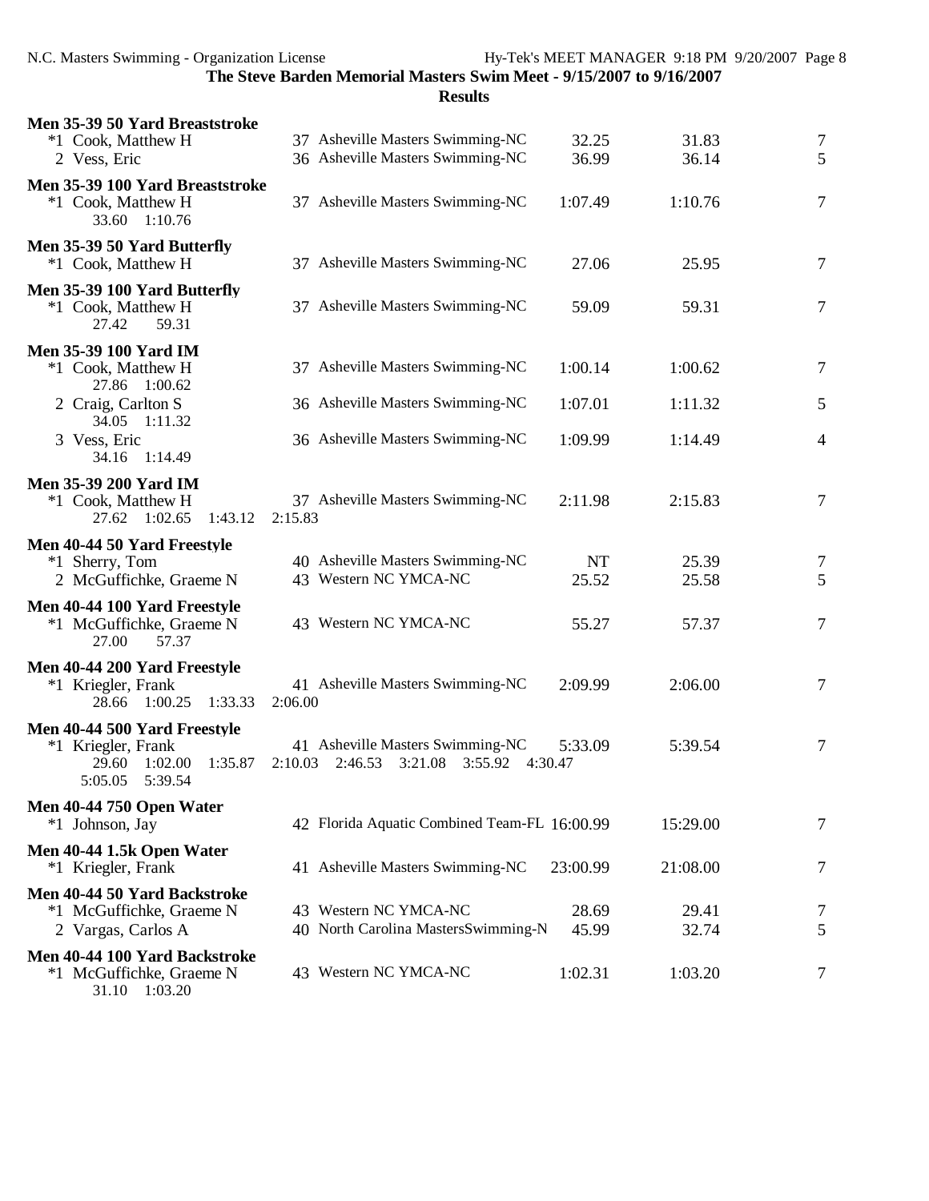**The Steve Barden Memorial Masters Swim Meet - 9/15/2007 to 9/16/2007**

**Results**

### Men 35-39 50 Yard Breaststroke

| | Name | Age | Team | Seed | Finals | Points |
|---|---|---|---|---|---|---|
| *1 | Cook, Matthew H | 37 | Asheville Masters Swimming-NC | 32.25 | 31.83 | 7 |
| 2 | Vess, Eric | 36 | Asheville Masters Swimming-NC | 36.99 | 36.14 | 5 |

### Men 35-39 100 Yard Breaststroke

| | Name | Age | Team | Seed | Finals | Points |
|---|---|---|---|---|---|---|
| *1 | Cook, Matthew H | 37 | Asheville Masters Swimming-NC | 1:07.49 | 1:10.76 | 7 |
| | 33.60 1:10.76 | | | | | |

### Men 35-39 50 Yard Butterfly

| | Name | Age | Team | Seed | Finals | Points |
|---|---|---|---|---|---|---|
| *1 | Cook, Matthew H | 37 | Asheville Masters Swimming-NC | 27.06 | 25.95 | 7 |

### Men 35-39 100 Yard Butterfly

| | Name | Age | Team | Seed | Finals | Points |
|---|---|---|---|---|---|---|
| *1 | Cook, Matthew H | 37 | Asheville Masters Swimming-NC | 59.09 | 59.31 | 7 |
| | 27.42 59.31 | | | | | |

### Men 35-39 100 Yard IM

| | Name | Age | Team | Seed | Finals | Points |
|---|---|---|---|---|---|---|
| *1 | Cook, Matthew H | 37 | Asheville Masters Swimming-NC | 1:00.14 | 1:00.62 | 7 |
| | 27.86 1:00.62 | | | | | |
| 2 | Craig, Carlton S | 36 | Asheville Masters Swimming-NC | 1:07.01 | 1:11.32 | 5 |
| | 34.05 1:11.32 | | | | | |
| 3 | Vess, Eric | 36 | Asheville Masters Swimming-NC | 1:09.99 | 1:14.49 | 4 |
| | 34.16 1:14.49 | | | | | |

### Men 35-39 200 Yard IM

| | Name | Age | Team | Seed | Finals | Points |
|---|---|---|---|---|---|---|
| *1 | Cook, Matthew H | 37 | Asheville Masters Swimming-NC | 2:11.98 | 2:15.83 | 7 |
| | 27.62 1:02.65 1:43.12 2:15.83 | | | | | |

### Men 40-44 50 Yard Freestyle

| | Name | Age | Team | Seed | Finals | Points |
|---|---|---|---|---|---|---|
| *1 | Sherry, Tom | 40 | Asheville Masters Swimming-NC | NT | 25.39 | 7 |
| 2 | McGuffichke, Graeme N | 43 | Western NC YMCA-NC | 25.52 | 25.58 | 5 |

### Men 40-44 100 Yard Freestyle

| | Name | Age | Team | Seed | Finals | Points |
|---|---|---|---|---|---|---|
| *1 | McGuffichke, Graeme N | 43 | Western NC YMCA-NC | 55.27 | 57.37 | 7 |
| | 27.00 57.37 | | | | | |

### Men 40-44 200 Yard Freestyle

| | Name | Age | Team | Seed | Finals | Points |
|---|---|---|---|---|---|---|
| *1 | Kriegler, Frank | 41 | Asheville Masters Swimming-NC | 2:09.99 | 2:06.00 | 7 |
| | 28.66 1:00.25 1:33.33 2:06.00 | | | | | |

### Men 40-44 500 Yard Freestyle

| | Name | Age | Team | Seed | Finals | Points |
|---|---|---|---|---|---|---|
| *1 | Kriegler, Frank | 41 | Asheville Masters Swimming-NC | 5:33.09 | 5:39.54 | 7 |
| | 29.60 1:02.00 1:35.87 2:10.03 2:46.53 3:21.08 3:55.92 4:30.47 5:05.05 5:39.54 | | | | | |

### Men 40-44 750 Open Water

| | Name | Age | Team | Seed | Finals | Points |
|---|---|---|---|---|---|---|
| *1 | Johnson, Jay | 42 | Florida Aquatic Combined Team-FL | 16:00.99 | 15:29.00 | 7 |

### Men 40-44 1.5k Open Water

| | Name | Age | Team | Seed | Finals | Points |
|---|---|---|---|---|---|---|
| *1 | Kriegler, Frank | 41 | Asheville Masters Swimming-NC | 23:00.99 | 21:08.00 | 7 |

### Men 40-44 50 Yard Backstroke

| | Name | Age | Team | Seed | Finals | Points |
|---|---|---|---|---|---|---|
| *1 | McGuffichke, Graeme N | 43 | Western NC YMCA-NC | 28.69 | 29.41 | 7 |
| 2 | Vargas, Carlos A | 40 | North Carolina MastersSwimming-N | 45.99 | 32.74 | 5 |

### Men 40-44 100 Yard Backstroke

| | Name | Age | Team | Seed | Finals | Points |
|---|---|---|---|---|---|---|
| *1 | McGuffichke, Graeme N | 43 | Western NC YMCA-NC | 1:02.31 | 1:03.20 | 7 |
| | 31.10 1:03.20 | | | | | |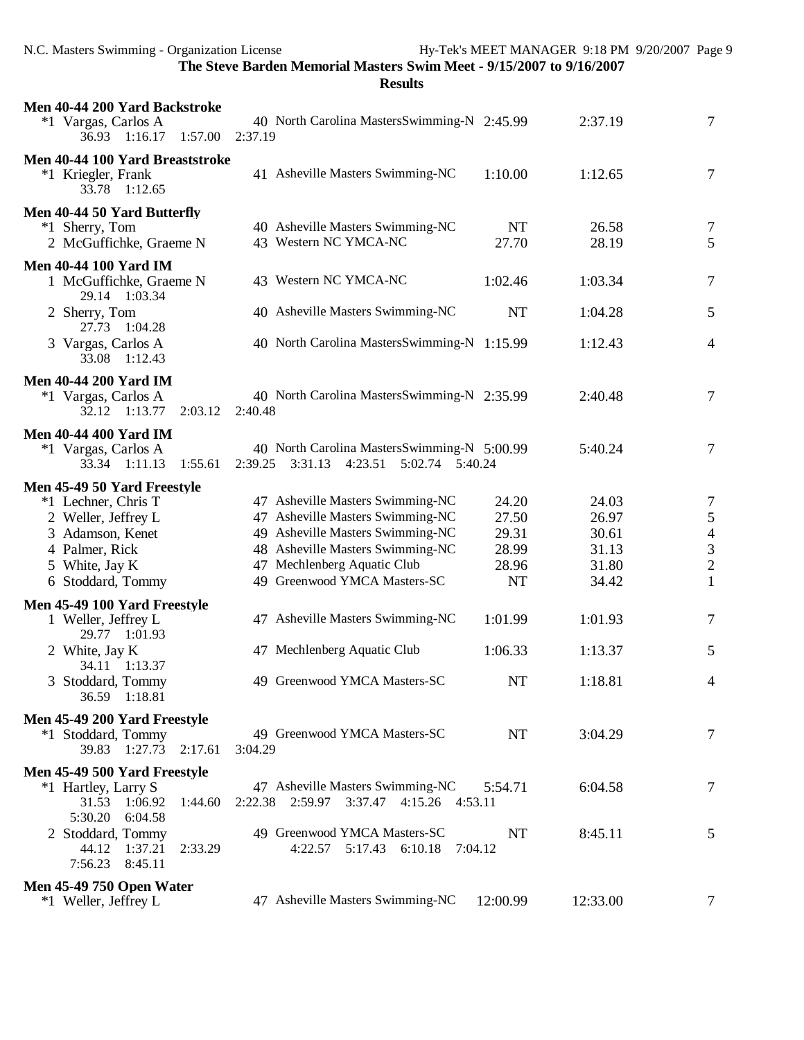**The Steve Barden Memorial Masters Swim Meet - 9/15/2007 to 9/16/2007**

**Results**

### Men 40-44 200 Yard Backstroke

| Place | Name | Age | Team | Seed Time | Finals Time | Points |
|---|---|---|---|---|---|---|
| *1 | Vargas, Carlos A | 40 | North Carolina MastersSwimming-N | 2:45.99 | 2:37.19 | 7 |
| | 36.93 1:16.17 1:57.00 2:37.19 | | | | | |

### Men 40-44 100 Yard Breaststroke

| Place | Name | Age | Team | Seed Time | Finals Time | Points |
|---|---|---|---|---|---|---|
| *1 | Kriegler, Frank | 41 | Asheville Masters Swimming-NC | 1:10.00 | 1:12.65 | 7 |
| | 33.78 1:12.65 | | | | | |

### Men 40-44 50 Yard Butterfly

| Place | Name | Age | Team | Seed Time | Finals Time | Points |
|---|---|---|---|---|---|---|
| *1 | Sherry, Tom | 40 | Asheville Masters Swimming-NC | NT | 26.58 | 7 |
| 2 | McGuffichke, Graeme N | 43 | Western NC YMCA-NC | 27.70 | 28.19 | 5 |

### Men 40-44 100 Yard IM

| Place | Name | Age | Team | Seed Time | Finals Time | Points |
|---|---|---|---|---|---|---|
| 1 | McGuffichke, Graeme N | 43 | Western NC YMCA-NC | 1:02.46 | 1:03.34 | 7 |
| | 29.14 1:03.34 | | | | | |
| 2 | Sherry, Tom | 40 | Asheville Masters Swimming-NC | NT | 1:04.28 | 5 |
| | 27.73 1:04.28 | | | | | |
| 3 | Vargas, Carlos A | 40 | North Carolina MastersSwimming-N | 1:15.99 | 1:12.43 | 4 |
| | 33.08 1:12.43 | | | | | |

### Men 40-44 200 Yard IM

| Place | Name | Age | Team | Seed Time | Finals Time | Points |
|---|---|---|---|---|---|---|
| *1 | Vargas, Carlos A | 40 | North Carolina MastersSwimming-N | 2:35.99 | 2:40.48 | 7 |
| | 32.12 1:13.77 2:03.12 2:40.48 | | | | | |

### Men 40-44 400 Yard IM

| Place | Name | Age | Team | Seed Time | Finals Time | Points |
|---|---|---|---|---|---|---|
| *1 | Vargas, Carlos A | 40 | North Carolina MastersSwimming-N | 5:00.99 | 5:40.24 | 7 |
| | 33.34 1:11.13 1:55.61 2:39.25 3:31.13 4:23.51 5:02.74 5:40.24 | | | | | |

### Men 45-49 50 Yard Freestyle

| Place | Name | Age | Team | Seed Time | Finals Time | Points |
|---|---|---|---|---|---|---|
| *1 | Lechner, Chris T | 47 | Asheville Masters Swimming-NC | 24.20 | 24.03 | 7 |
| 2 | Weller, Jeffrey L | 47 | Asheville Masters Swimming-NC | 27.50 | 26.97 | 5 |
| 3 | Adamson, Kenet | 49 | Asheville Masters Swimming-NC | 29.31 | 30.61 | 4 |
| 4 | Palmer, Rick | 48 | Asheville Masters Swimming-NC | 28.99 | 31.13 | 3 |
| 5 | White, Jay K | 47 | Mechlenberg Aquatic Club | 28.96 | 31.80 | 2 |
| 6 | Stoddard, Tommy | 49 | Greenwood YMCA Masters-SC | NT | 34.42 | 1 |

### Men 45-49 100 Yard Freestyle

| Place | Name | Age | Team | Seed Time | Finals Time | Points |
|---|---|---|---|---|---|---|
| 1 | Weller, Jeffrey L | 47 | Asheville Masters Swimming-NC | 1:01.99 | 1:01.93 | 7 |
| | 29.77 1:01.93 | | | | | |
| 2 | White, Jay K | 47 | Mechlenberg Aquatic Club | 1:06.33 | 1:13.37 | 5 |
| | 34.11 1:13.37 | | | | | |
| 3 | Stoddard, Tommy | 49 | Greenwood YMCA Masters-SC | NT | 1:18.81 | 4 |
| | 36.59 1:18.81 | | | | | |

### Men 45-49 200 Yard Freestyle

| Place | Name | Age | Team | Seed Time | Finals Time | Points |
|---|---|---|---|---|---|---|
| *1 | Stoddard, Tommy | 49 | Greenwood YMCA Masters-SC | NT | 3:04.29 | 7 |
| | 39.83 1:27.73 2:17.61 3:04.29 | | | | | |

### Men 45-49 500 Yard Freestyle

| Place | Name | Age | Team | Seed Time | Finals Time | Points |
|---|---|---|---|---|---|---|
| *1 | Hartley, Larry S | 47 | Asheville Masters Swimming-NC | 5:54.71 | 6:04.58 | 7 |
| | 31.53 1:06.92 1:44.60 2:22.38 2:59.97 3:37.47 4:15.26 4:53.11 5:30.20 6:04.58 | | | | | |
| 2 | Stoddard, Tommy | 49 | Greenwood YMCA Masters-SC | NT | 8:45.11 | 5 |
| | 44.12 1:37.21 2:33.29 4:22.57 5:17.43 6:10.18 7:04.12 7:56.23 8:45.11 | | | | | |

### Men 45-49 750 Open Water

| Place | Name | Age | Team | Seed Time | Finals Time | Points |
|---|---|---|---|---|---|---|
| *1 | Weller, Jeffrey L | 47 | Asheville Masters Swimming-NC | 12:00.99 | 12:33.00 | 7 |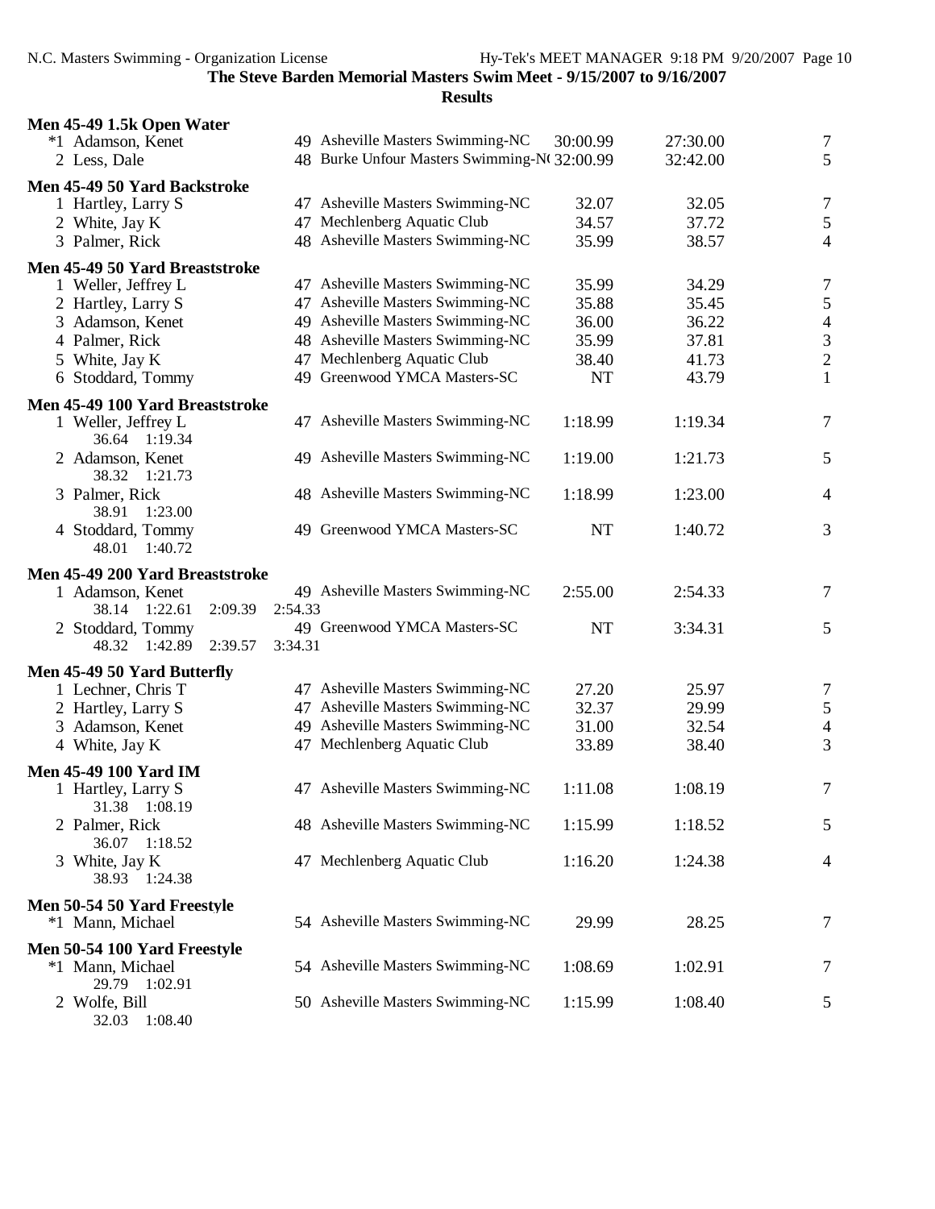**The Steve Barden Memorial Masters Swim Meet - 9/15/2007 to 9/16/2007**

**Results**

### Men 45-49 1.5k Open Water

| Place | Name | Age | Team | Seed Time | Finals Time | Points |
|---|---|---|---|---|---|---|
| *1 | Adamson, Kenet | 49 | Asheville Masters Swimming-NC | 30:00.99 | 27:30.00 | 7 |
| 2 | Less, Dale | 48 | Burke Unfour Masters Swimming-N( | 32:00.99 | 32:42.00 | 5 |

### Men 45-49 50 Yard Backstroke

| Place | Name | Age | Team | Seed Time | Finals Time | Points |
|---|---|---|---|---|---|---|
| 1 | Hartley, Larry S | 47 | Asheville Masters Swimming-NC | 32.07 | 32.05 | 7 |
| 2 | White, Jay K | 47 | Mechlenberg Aquatic Club | 34.57 | 37.72 | 5 |
| 3 | Palmer, Rick | 48 | Asheville Masters Swimming-NC | 35.99 | 38.57 | 4 |

### Men 45-49 50 Yard Breaststroke

| Place | Name | Age | Team | Seed Time | Finals Time | Points |
|---|---|---|---|---|---|---|
| 1 | Weller, Jeffrey L | 47 | Asheville Masters Swimming-NC | 35.99 | 34.29 | 7 |
| 2 | Hartley, Larry S | 47 | Asheville Masters Swimming-NC | 35.88 | 35.45 | 5 |
| 3 | Adamson, Kenet | 49 | Asheville Masters Swimming-NC | 36.00 | 36.22 | 4 |
| 4 | Palmer, Rick | 48 | Asheville Masters Swimming-NC | 35.99 | 37.81 | 3 |
| 5 | White, Jay K | 47 | Mechlenberg Aquatic Club | 38.40 | 41.73 | 2 |
| 6 | Stoddard, Tommy | 49 | Greenwood YMCA Masters-SC | NT | 43.79 | 1 |

### Men 45-49 100 Yard Breaststroke

| Place | Name | Age | Team | Seed Time | Finals Time | Points |
|---|---|---|---|---|---|---|
| 1 | Weller, Jeffrey L | 47 | Asheville Masters Swimming-NC | 1:18.99 | 1:19.34 | 7 |
| | 36.64 1:19.34 | | | | | |
| 2 | Adamson, Kenet | 49 | Asheville Masters Swimming-NC | 1:19.00 | 1:21.73 | 5 |
| | 38.32 1:21.73 | | | | | |
| 3 | Palmer, Rick | 48 | Asheville Masters Swimming-NC | 1:18.99 | 1:23.00 | 4 |
| | 38.91 1:23.00 | | | | | |
| 4 | Stoddard, Tommy | 49 | Greenwood YMCA Masters-SC | NT | 1:40.72 | 3 |
| | 48.01 1:40.72 | | | | | |

### Men 45-49 200 Yard Breaststroke

| Place | Name | Age | Team | Seed Time | Finals Time | Points |
|---|---|---|---|---|---|---|
| 1 | Adamson, Kenet | 49 | Asheville Masters Swimming-NC | 2:55.00 | 2:54.33 | 7 |
| | 38.14 1:22.61 2:09.39 2:54.33 | | | | | |
| 2 | Stoddard, Tommy | 49 | Greenwood YMCA Masters-SC | NT | 3:34.31 | 5 |
| | 48.32 1:42.89 2:39.57 3:34.31 | | | | | |

### Men 45-49 50 Yard Butterfly

| Place | Name | Age | Team | Seed Time | Finals Time | Points |
|---|---|---|---|---|---|---|
| 1 | Lechner, Chris T | 47 | Asheville Masters Swimming-NC | 27.20 | 25.97 | 7 |
| 2 | Hartley, Larry S | 47 | Asheville Masters Swimming-NC | 32.37 | 29.99 | 5 |
| 3 | Adamson, Kenet | 49 | Asheville Masters Swimming-NC | 31.00 | 32.54 | 4 |
| 4 | White, Jay K | 47 | Mechlenberg Aquatic Club | 33.89 | 38.40 | 3 |

### Men 45-49 100 Yard IM

| Place | Name | Age | Team | Seed Time | Finals Time | Points |
|---|---|---|---|---|---|---|
| 1 | Hartley, Larry S | 47 | Asheville Masters Swimming-NC | 1:11.08 | 1:08.19 | 7 |
| | 31.38 1:08.19 | | | | | |
| 2 | Palmer, Rick | 48 | Asheville Masters Swimming-NC | 1:15.99 | 1:18.52 | 5 |
| | 36.07 1:18.52 | | | | | |
| 3 | White, Jay K | 47 | Mechlenberg Aquatic Club | 1:16.20 | 1:24.38 | 4 |
| | 38.93 1:24.38 | | | | | |

### Men 50-54 50 Yard Freestyle

| Place | Name | Age | Team | Seed Time | Finals Time | Points |
|---|---|---|---|---|---|---|
| *1 | Mann, Michael | 54 | Asheville Masters Swimming-NC | 29.99 | 28.25 | 7 |

### Men 50-54 100 Yard Freestyle

| Place | Name | Age | Team | Seed Time | Finals Time | Points |
|---|---|---|---|---|---|---|
| *1 | Mann, Michael | 54 | Asheville Masters Swimming-NC | 1:08.69 | 1:02.91 | 7 |
| | 29.79 1:02.91 | | | | | |
| 2 | Wolfe, Bill | 50 | Asheville Masters Swimming-NC | 1:15.99 | 1:08.40 | 5 |
| | 32.03 1:08.40 | | | | | |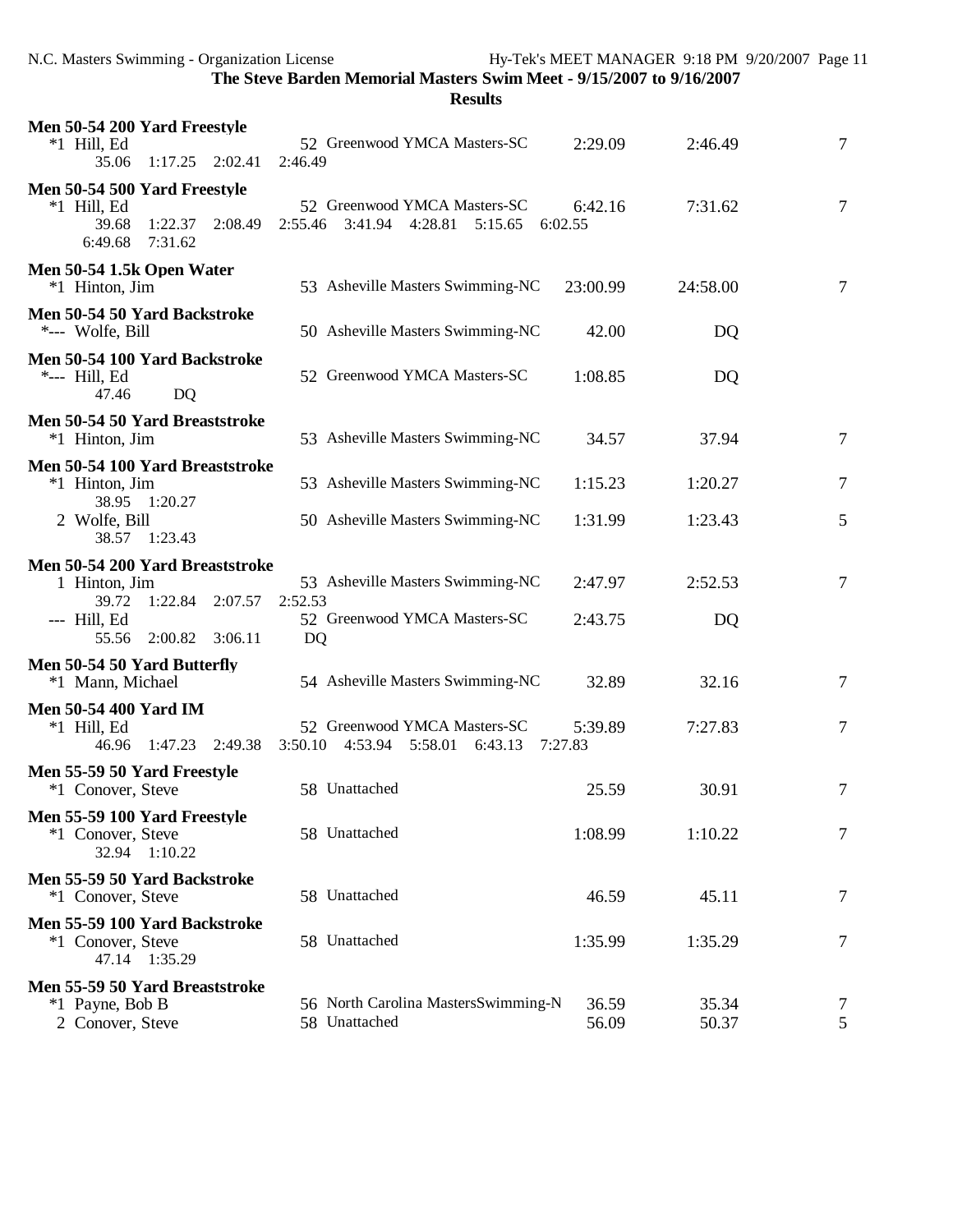**The Steve Barden Memorial Masters Swim Meet - 9/15/2007 to 9/16/2007**

**Results**

### Men 50-54 200 Yard Freestyle

| Place | Name | Age | Team | Seed | Finals | Points |
|---|---|---|---|---|---|---|
| *1 | Hill, Ed | 52 | Greenwood YMCA Masters-SC | 2:29.09 | 2:46.49 | 7 |
| | 35.06 1:17.25 2:02.41 2:46.49 | | | | | |

### Men 50-54 500 Yard Freestyle

| Place | Name | Age | Team | Seed | Finals | Points |
|---|---|---|---|---|---|---|
| *1 | Hill, Ed | 52 | Greenwood YMCA Masters-SC | 6:42.16 | 7:31.62 | 7 |
| | 39.68 1:22.37 2:08.49 2:55.46 3:41.94 4:28.81 5:15.65 6:02.55 6:49.68 7:31.62 | | | | | |

### Men 50-54 1.5k Open Water

| Place | Name | Age | Team | Seed | Finals | Points |
|---|---|---|---|---|---|---|
| *1 | Hinton, Jim | 53 | Asheville Masters Swimming-NC | 23:00.99 | 24:58.00 | 7 |

### Men 50-54 50 Yard Backstroke

| Place | Name | Age | Team | Seed | Finals | Points |
|---|---|---|---|---|---|---|
| *--- | Wolfe, Bill | 50 | Asheville Masters Swimming-NC | 42.00 | DQ | |

### Men 50-54 100 Yard Backstroke

| Place | Name | Age | Team | Seed | Finals | Points |
|---|---|---|---|---|---|---|
| *--- | Hill, Ed | 52 | Greenwood YMCA Masters-SC | 1:08.85 | DQ | |
| | 47.46 DQ | | | | | |

### Men 50-54 50 Yard Breaststroke

| Place | Name | Age | Team | Seed | Finals | Points |
|---|---|---|---|---|---|---|
| *1 | Hinton, Jim | 53 | Asheville Masters Swimming-NC | 34.57 | 37.94 | 7 |

### Men 50-54 100 Yard Breaststroke

| Place | Name | Age | Team | Seed | Finals | Points |
|---|---|---|---|---|---|---|
| *1 | Hinton, Jim | 53 | Asheville Masters Swimming-NC | 1:15.23 | 1:20.27 | 7 |
| | 38.95 1:20.27 | | | | | |
| 2 | Wolfe, Bill | 50 | Asheville Masters Swimming-NC | 1:31.99 | 1:23.43 | 5 |
| | 38.57 1:23.43 | | | | | |

### Men 50-54 200 Yard Breaststroke

| Place | Name | Age | Team | Seed | Finals | Points |
|---|---|---|---|---|---|---|
| 1 | Hinton, Jim | 53 | Asheville Masters Swimming-NC | 2:47.97 | 2:52.53 | 7 |
| | 39.72 1:22.84 2:07.57 2:52.53 | | | | | |
| --- | Hill, Ed | 52 | Greenwood YMCA Masters-SC | 2:43.75 | DQ | |
| | 55.56 2:00.82 3:06.11 DQ | | | | | |

### Men 50-54 50 Yard Butterfly

| Place | Name | Age | Team | Seed | Finals | Points |
|---|---|---|---|---|---|---|
| *1 | Mann, Michael | 54 | Asheville Masters Swimming-NC | 32.89 | 32.16 | 7 |

### Men 50-54 400 Yard IM

| Place | Name | Age | Team | Seed | Finals | Points |
|---|---|---|---|---|---|---|
| *1 | Hill, Ed | 52 | Greenwood YMCA Masters-SC | 5:39.89 | 7:27.83 | 7 |
| | 46.96 1:47.23 2:49.38 3:50.10 4:53.94 5:58.01 6:43.13 7:27.83 | | | | | |

### Men 55-59 50 Yard Freestyle

| Place | Name | Age | Team | Seed | Finals | Points |
|---|---|---|---|---|---|---|
| *1 | Conover, Steve | 58 | Unattached | 25.59 | 30.91 | 7 |

### Men 55-59 100 Yard Freestyle

| Place | Name | Age | Team | Seed | Finals | Points |
|---|---|---|---|---|---|---|
| *1 | Conover, Steve | 58 | Unattached | 1:08.99 | 1:10.22 | 7 |
| | 32.94 1:10.22 | | | | | |

### Men 55-59 50 Yard Backstroke

| Place | Name | Age | Team | Seed | Finals | Points |
|---|---|---|---|---|---|---|
| *1 | Conover, Steve | 58 | Unattached | 46.59 | 45.11 | 7 |

### Men 55-59 100 Yard Backstroke

| Place | Name | Age | Team | Seed | Finals | Points |
|---|---|---|---|---|---|---|
| *1 | Conover, Steve | 58 | Unattached | 1:35.99 | 1:35.29 | 7 |
| | 47.14 1:35.29 | | | | | |

### Men 55-59 50 Yard Breaststroke

| Place | Name | Age | Team | Seed | Finals | Points |
|---|---|---|---|---|---|---|
| *1 | Payne, Bob B | 56 | North Carolina MastersSwimming-N | 36.59 | 35.34 | 7 |
| 2 | Conover, Steve | 58 | Unattached | 56.09 | 50.37 | 5 |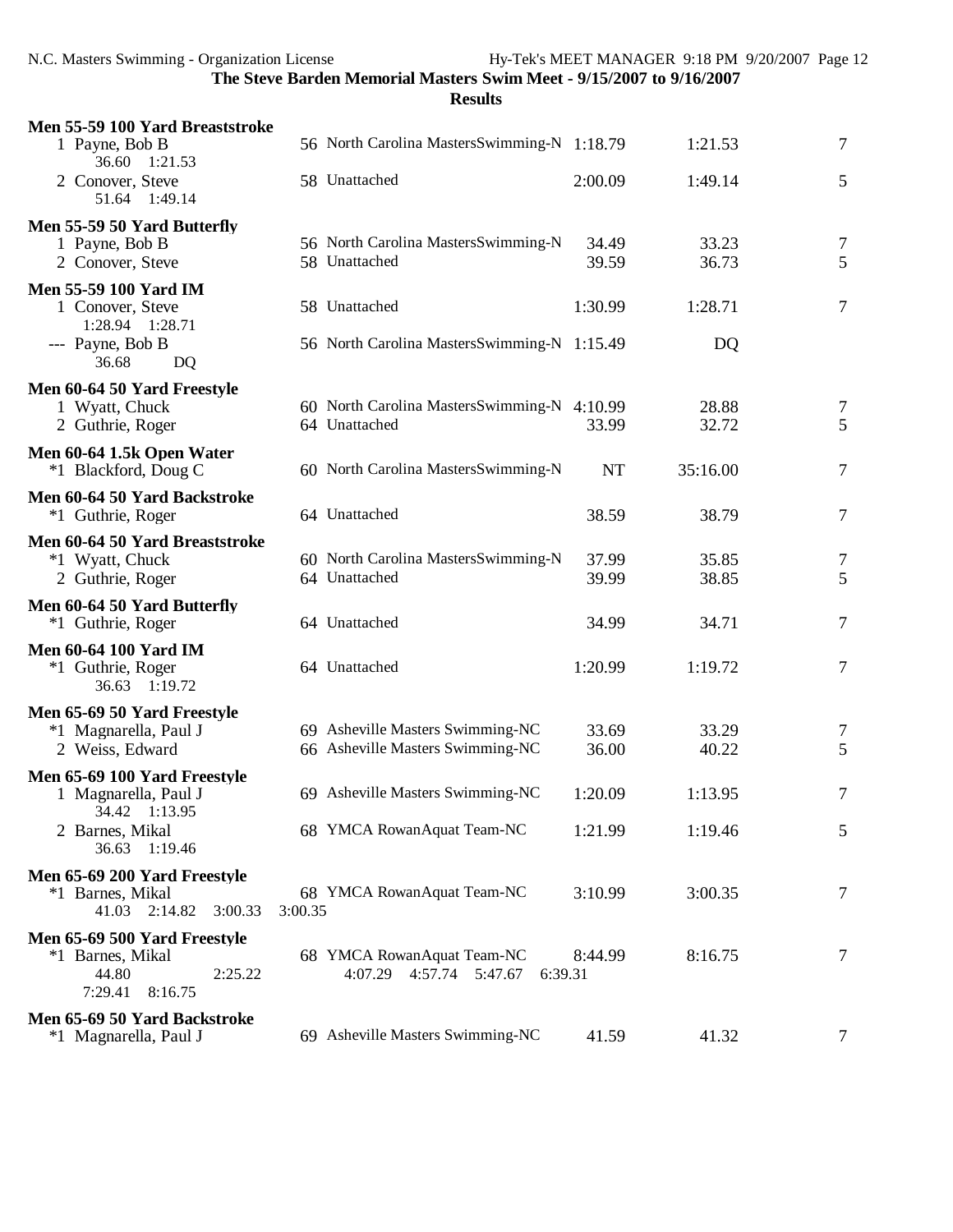**The Steve Barden Memorial Masters Swim Meet - 9/15/2007 to 9/16/2007**

**Results**

**Men 55-59 100 Yard Breaststroke**

| Place | Name | Age | Team | Seed Time | Finals Time | Points |
|---|---|---|---|---|---|---|
| 1 | Payne, Bob B | 56 | North Carolina MastersSwimming-N | 1:18.79 | 1:21.53 | 7 |
| | 36.60 1:21.53 | | | | | |
| 2 | Conover, Steve | 58 | Unattached | 2:00.09 | 1:49.14 | 5 |
| | 51.64 1:49.14 | | | | | |

**Men 55-59 50 Yard Butterfly**

| Place | Name | Age | Team | Seed Time | Finals Time | Points |
|---|---|---|---|---|---|---|
| 1 | Payne, Bob B | 56 | North Carolina MastersSwimming-N | 34.49 | 33.23 | 7 |
| 2 | Conover, Steve | 58 | Unattached | 39.59 | 36.73 | 5 |

**Men 55-59 100 Yard IM**

| Place | Name | Age | Team | Seed Time | Finals Time | Points |
|---|---|---|---|---|---|---|
| 1 | Conover, Steve | 58 | Unattached | 1:30.99 | 1:28.71 | 7 |
| | 1:28.94 1:28.71 | | | | | |
| --- | Payne, Bob B | 56 | North Carolina MastersSwimming-N | 1:15.49 | DQ | |
| | 36.68 DQ | | | | | |

**Men 60-64 50 Yard Freestyle**

| Place | Name | Age | Team | Seed Time | Finals Time | Points |
|---|---|---|---|---|---|---|
| 1 | Wyatt, Chuck | 60 | North Carolina MastersSwimming-N | 4:10.99 | 28.88 | 7 |
| 2 | Guthrie, Roger | 64 | Unattached | 33.99 | 32.72 | 5 |

**Men 60-64 1.5k Open Water**

| Place | Name | Age | Team | Seed Time | Finals Time | Points |
|---|---|---|---|---|---|---|
| *1 | Blackford, Doug C | 60 | North Carolina MastersSwimming-N | NT | 35:16.00 | 7 |

**Men 60-64 50 Yard Backstroke**

| Place | Name | Age | Team | Seed Time | Finals Time | Points |
|---|---|---|---|---|---|---|
| *1 | Guthrie, Roger | 64 | Unattached | 38.59 | 38.79 | 7 |

**Men 60-64 50 Yard Breaststroke**

| Place | Name | Age | Team | Seed Time | Finals Time | Points |
|---|---|---|---|---|---|---|
| *1 | Wyatt, Chuck | 60 | North Carolina MastersSwimming-N | 37.99 | 35.85 | 7 |
| 2 | Guthrie, Roger | 64 | Unattached | 39.99 | 38.85 | 5 |

**Men 60-64 50 Yard Butterfly**

| Place | Name | Age | Team | Seed Time | Finals Time | Points |
|---|---|---|---|---|---|---|
| *1 | Guthrie, Roger | 64 | Unattached | 34.99 | 34.71 | 7 |

**Men 60-64 100 Yard IM**

| Place | Name | Age | Team | Seed Time | Finals Time | Points |
|---|---|---|---|---|---|---|
| *1 | Guthrie, Roger | 64 | Unattached | 1:20.99 | 1:19.72 | 7 |
| | 36.63 1:19.72 | | | | | |

**Men 65-69 50 Yard Freestyle**

| Place | Name | Age | Team | Seed Time | Finals Time | Points |
|---|---|---|---|---|---|---|
| *1 | Magnarella, Paul J | 69 | Asheville Masters Swimming-NC | 33.69 | 33.29 | 7 |
| 2 | Weiss, Edward | 66 | Asheville Masters Swimming-NC | 36.00 | 40.22 | 5 |

**Men 65-69 100 Yard Freestyle**

| Place | Name | Age | Team | Seed Time | Finals Time | Points |
|---|---|---|---|---|---|---|
| 1 | Magnarella, Paul J | 69 | Asheville Masters Swimming-NC | 1:20.09 | 1:13.95 | 7 |
| | 34.42 1:13.95 | | | | | |
| 2 | Barnes, Mikal | 68 | YMCA RowanAquat Team-NC | 1:21.99 | 1:19.46 | 5 |
| | 36.63 1:19.46 | | | | | |

**Men 65-69 200 Yard Freestyle**

| Place | Name | Age | Team | Seed Time | Finals Time | Points |
|---|---|---|---|---|---|---|
| *1 | Barnes, Mikal | 68 | YMCA RowanAquat Team-NC | 3:10.99 | 3:00.35 | 7 |
| | 41.03 2:14.82 3:00.33 3:00.35 | | | | | |

**Men 65-69 500 Yard Freestyle**

| Place | Name | Age | Team | Seed Time | Finals Time | Points |
|---|---|---|---|---|---|---|
| *1 | Barnes, Mikal | 68 | YMCA RowanAquat Team-NC | 8:44.99 | 8:16.75 | 7 |
| | 44.80 2:25.22 4:07.29 4:57.74 5:47.67 6:39.31 7:29.41 8:16.75 | | | | | |

**Men 65-69 50 Yard Backstroke**

| Place | Name | Age | Team | Seed Time | Finals Time | Points |
|---|---|---|---|---|---|---|
| *1 | Magnarella, Paul J | 69 | Asheville Masters Swimming-NC | 41.59 | 41.32 | 7 |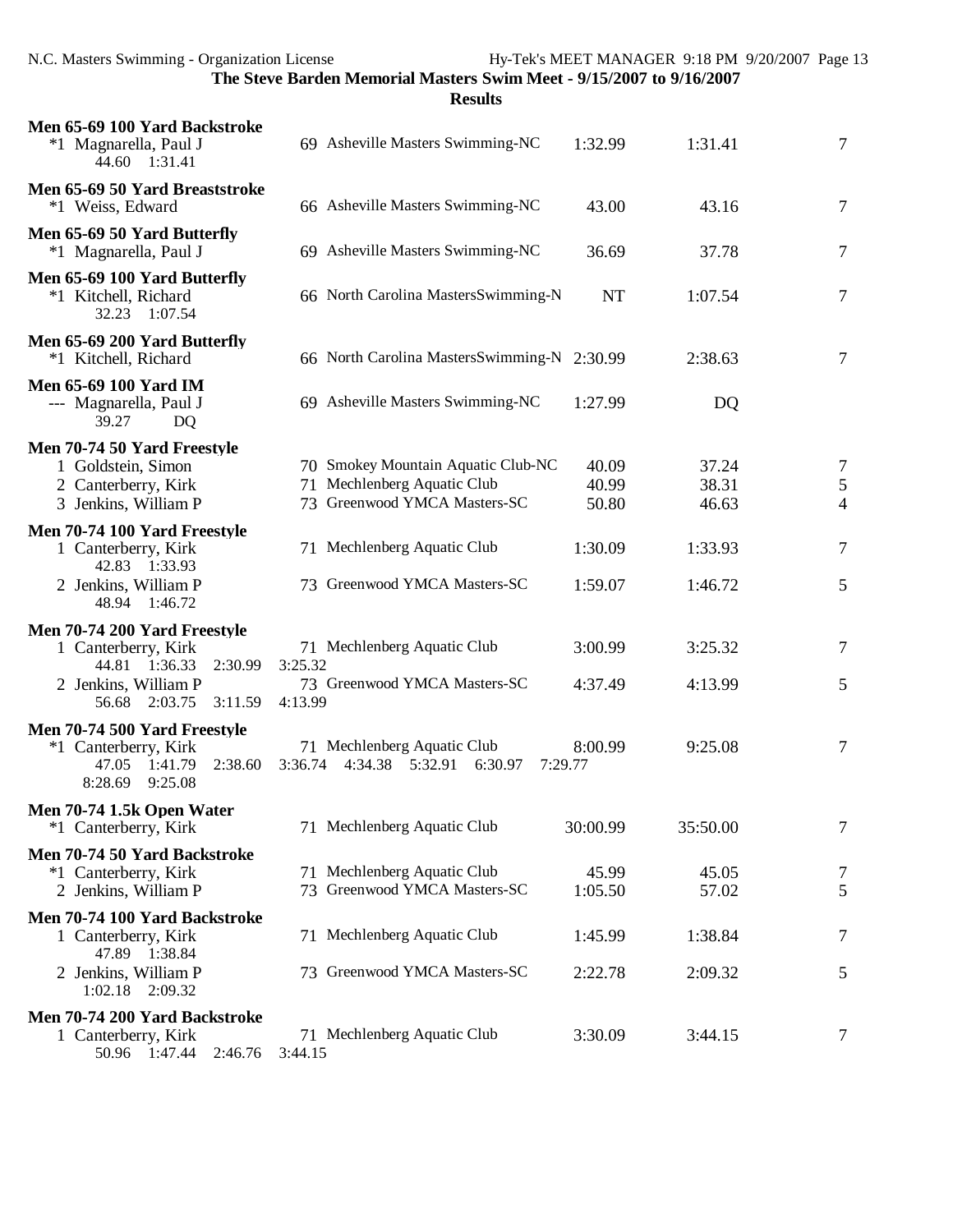## The Steve Barden Memorial Masters Swim Meet - 9/15/2007 to 9/16/2007

### Results

**Men 65-69 100 Yard Backstroke**

| Place | Name | Age | Team | Seed | Finals | Points |
|---|---|---|---|---|---|---|
| *1 | Magnarella, Paul J | 69 | Asheville Masters Swimming-NC | 1:32.99 | 1:31.41 | 7 |
| | 44.60 1:31.41 | | | | | |

**Men 65-69 50 Yard Breaststroke**

| Place | Name | Age | Team | Seed | Finals | Points |
|---|---|---|---|---|---|---|
| *1 | Weiss, Edward | 66 | Asheville Masters Swimming-NC | 43.00 | 43.16 | 7 |

**Men 65-69 50 Yard Butterfly**

| Place | Name | Age | Team | Seed | Finals | Points |
|---|---|---|---|---|---|---|
| *1 | Magnarella, Paul J | 69 | Asheville Masters Swimming-NC | 36.69 | 37.78 | 7 |

**Men 65-69 100 Yard Butterfly**

| Place | Name | Age | Team | Seed | Finals | Points |
|---|---|---|---|---|---|---|
| *1 | Kitchell, Richard | 66 | North Carolina MastersSwimming-N | NT | 1:07.54 | 7 |
| | 32.23 1:07.54 | | | | | |

**Men 65-69 200 Yard Butterfly**

| Place | Name | Age | Team | Seed | Finals | Points |
|---|---|---|---|---|---|---|
| *1 | Kitchell, Richard | 66 | North Carolina MastersSwimming-N | 2:30.99 | 2:38.63 | 7 |

**Men 65-69 100 Yard IM**

| Place | Name | Age | Team | Seed | Finals | Points |
|---|---|---|---|---|---|---|
| --- | Magnarella, Paul J | 69 | Asheville Masters Swimming-NC | 1:27.99 | DQ | |
| | 39.27 DQ | | | | | |

**Men 70-74 50 Yard Freestyle**

| Place | Name | Age | Team | Seed | Finals | Points |
|---|---|---|---|---|---|---|
| 1 | Goldstein, Simon | 70 | Smokey Mountain Aquatic Club-NC | 40.09 | 37.24 | 7 |
| 2 | Canterberry, Kirk | 71 | Mechlenberg Aquatic Club | 40.99 | 38.31 | 5 |
| 3 | Jenkins, William P | 73 | Greenwood YMCA Masters-SC | 50.80 | 46.63 | 4 |

**Men 70-74 100 Yard Freestyle**

| Place | Name | Age | Team | Seed | Finals | Points |
|---|---|---|---|---|---|---|
| 1 | Canterberry, Kirk | 71 | Mechlenberg Aquatic Club | 1:30.09 | 1:33.93 | 7 |
| | 42.83 1:33.93 | | | | | |
| 2 | Jenkins, William P | 73 | Greenwood YMCA Masters-SC | 1:59.07 | 1:46.72 | 5 |
| | 48.94 1:46.72 | | | | | |

**Men 70-74 200 Yard Freestyle**

| Place | Name | Age | Team | Seed | Finals | Points |
|---|---|---|---|---|---|---|
| 1 | Canterberry, Kirk | 71 | Mechlenberg Aquatic Club | 3:00.99 | 3:25.32 | 7 |
| | 44.81 1:36.33 2:30.99 3:25.32 | | | | | |
| 2 | Jenkins, William P | 73 | Greenwood YMCA Masters-SC | 4:37.49 | 4:13.99 | 5 |
| | 56.68 2:03.75 3:11.59 4:13.99 | | | | | |

**Men 70-74 500 Yard Freestyle**

| Place | Name | Age | Team | Seed | Finals | Points |
|---|---|---|---|---|---|---|
| *1 | Canterberry, Kirk | 71 | Mechlenberg Aquatic Club | 8:00.99 | 9:25.08 | 7 |
| | 47.05 1:41.79 2:38.60 3:36.74 4:34.38 5:32.91 6:30.97 7:29.77 8:28.69 9:25.08 | | | | | |

**Men 70-74 1.5k Open Water**

| Place | Name | Age | Team | Seed | Finals | Points |
|---|---|---|---|---|---|---|
| *1 | Canterberry, Kirk | 71 | Mechlenberg Aquatic Club | 30:00.99 | 35:50.00 | 7 |

**Men 70-74 50 Yard Backstroke**

| Place | Name | Age | Team | Seed | Finals | Points |
|---|---|---|---|---|---|---|
| *1 | Canterberry, Kirk | 71 | Mechlenberg Aquatic Club | 45.99 | 45.05 | 7 |
| 2 | Jenkins, William P | 73 | Greenwood YMCA Masters-SC | 1:05.50 | 57.02 | 5 |

**Men 70-74 100 Yard Backstroke**

| Place | Name | Age | Team | Seed | Finals | Points |
|---|---|---|---|---|---|---|
| 1 | Canterberry, Kirk | 71 | Mechlenberg Aquatic Club | 1:45.99 | 1:38.84 | 7 |
| | 47.89 1:38.84 | | | | | |
| 2 | Jenkins, William P | 73 | Greenwood YMCA Masters-SC | 2:22.78 | 2:09.32 | 5 |
| | 1:02.18 2:09.32 | | | | | |

**Men 70-74 200 Yard Backstroke**

| Place | Name | Age | Team | Seed | Finals | Points |
|---|---|---|---|---|---|---|
| 1 | Canterberry, Kirk | 71 | Mechlenberg Aquatic Club | 3:30.09 | 3:44.15 | 7 |
| | 50.96 1:47.44 2:46.76 3:44.15 | | | | | |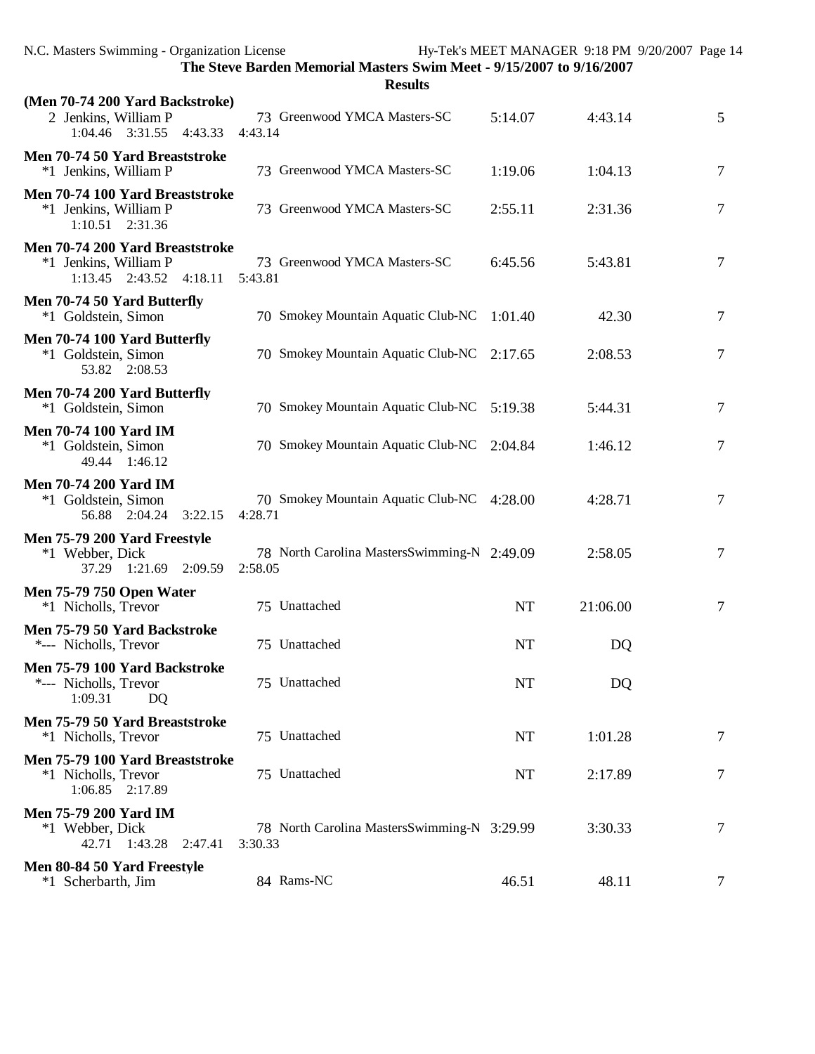**The Steve Barden Memorial Masters Swim Meet - 9/15/2007 to 9/16/2007**

**Results**

**(Men 70-74 200 Yard Backstroke)**

```
  2 Jenkins, William P              73 Greenwood YMCA Masters-SC         5:14.07      4:43.14        5
      1:04.46   3:31.55   4:43.33   4:43.14
```

**Men 70-74 50 Yard Breaststroke**

```
 *1 Jenkins, William P              73 Greenwood YMCA Masters-SC         1:19.06      1:04.13        7
```

**Men 70-74 100 Yard Breaststroke**

```
 *1 Jenkins, William P              73 Greenwood YMCA Masters-SC         2:55.11      2:31.36        7
      1:10.51   2:31.36
```

**Men 70-74 200 Yard Breaststroke**

```
 *1 Jenkins, William P              73 Greenwood YMCA Masters-SC         6:45.56      5:43.81        7
      1:13.45   2:43.52   4:18.11   5:43.81
```

**Men 70-74 50 Yard Butterfly**

```
 *1 Goldstein, Simon                70 Smokey Mountain Aquatic Club-NC   1:01.40        42.30        7
```

**Men 70-74 100 Yard Butterfly**

```
 *1 Goldstein, Simon                70 Smokey Mountain Aquatic Club-NC   2:17.65      2:08.53        7
        53.82   2:08.53
```

**Men 70-74 200 Yard Butterfly**

```
 *1 Goldstein, Simon                70 Smokey Mountain Aquatic Club-NC   5:19.38      5:44.31        7
```

**Men 70-74 100 Yard IM**

```
 *1 Goldstein, Simon                70 Smokey Mountain Aquatic Club-NC   2:04.84      1:46.12        7
        49.44   1:46.12
```

**Men 70-74 200 Yard IM**

```
 *1 Goldstein, Simon                70 Smokey Mountain Aquatic Club-NC   4:28.00      4:28.71        7
        56.88   2:04.24   3:22.15   4:28.71
```

**Men 75-79 200 Yard Freestyle**

```
 *1 Webber, Dick                    78 North Carolina MastersSwimming-N  2:49.09      2:58.05        7
        37.29   1:21.69   2:09.59   2:58.05
```

**Men 75-79 750 Open Water**

```
 *1 Nicholls, Trevor                75 Unattached                             NT     21:06.00        7
```

**Men 75-79 50 Yard Backstroke**

```
 *--- Nicholls, Trevor              75 Unattached                             NT           DQ
```

**Men 75-79 100 Yard Backstroke**

```
 *--- Nicholls, Trevor              75 Unattached                             NT           DQ
      1:09.31         DQ
```

**Men 75-79 50 Yard Breaststroke**

```
 *1 Nicholls, Trevor                75 Unattached                             NT      1:01.28        7
```

**Men 75-79 100 Yard Breaststroke**

```
 *1 Nicholls, Trevor                75 Unattached                             NT      2:17.89        7
      1:06.85   2:17.89
```

**Men 75-79 200 Yard IM**

```
 *1 Webber, Dick                    78 North Carolina MastersSwimming-N  3:29.99      3:30.33        7
        42.71   1:43.28   2:47.41   3:30.33
```

**Men 80-84 50 Yard Freestyle**

```
 *1 Scherbarth, Jim                 84 Rams-NC                             46.51        48.11        7
```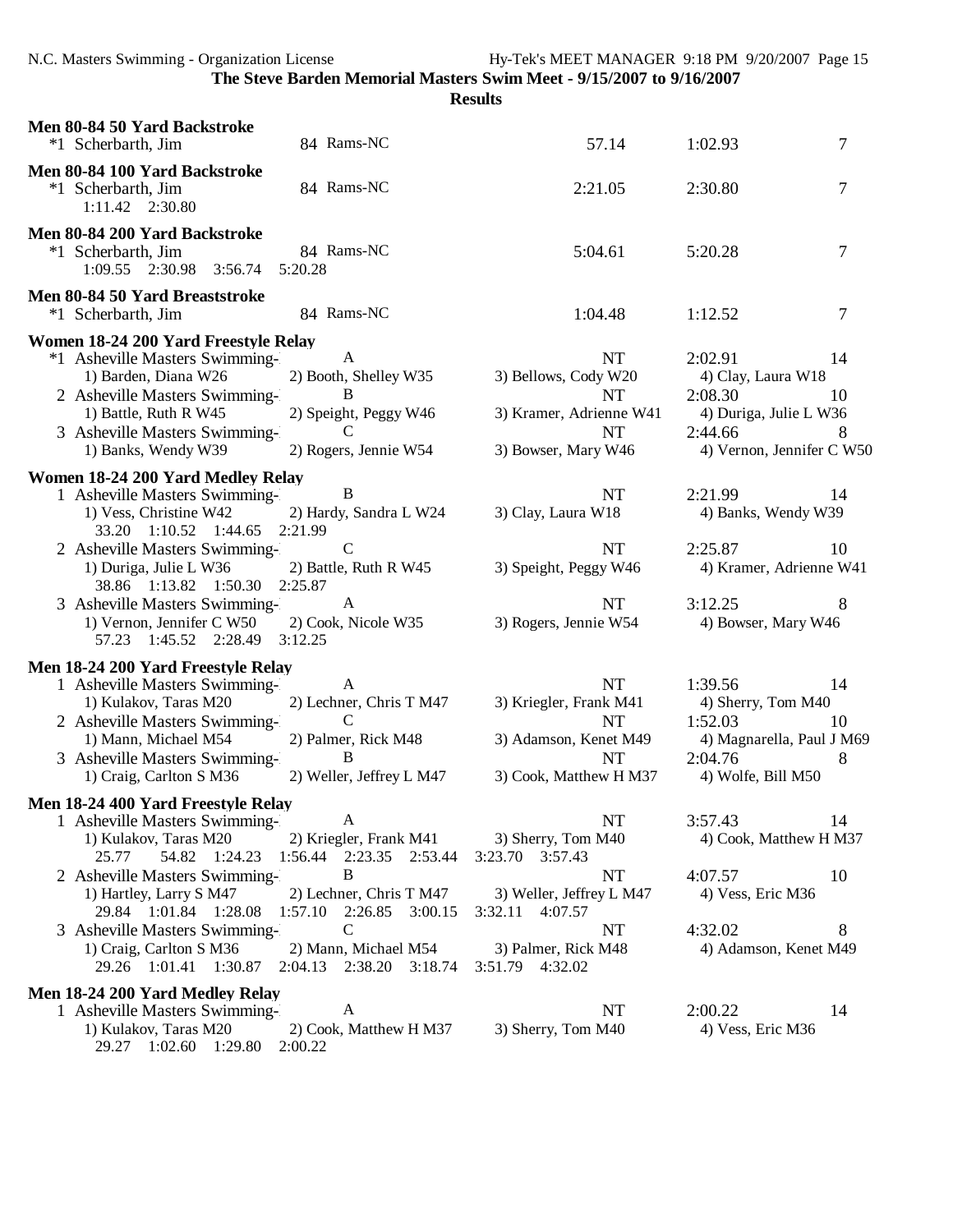**Results**

**Men 80-84 50 Yard Backstroke**

| | | | | | |
|---|---|---|---|---|---|
| *1 Scherbarth, Jim | 84 | Rams-NC | 57.14 | 1:02.93 | 7 |

**Men 80-84 100 Yard Backstroke**

| | | | | | |
|---|---|---|---|---|---|
| *1 Scherbarth, Jim | 84 | Rams-NC | 2:21.05 | 2:30.80 | 7 |

1:11.42 2:30.80

**Men 80-84 200 Yard Backstroke**

| | | | | | |
|---|---|---|---|---|---|
| *1 Scherbarth, Jim | 84 | Rams-NC | 5:04.61 | 5:20.28 | 7 |

1:09.55 2:30.98 3:56.74 5:20.28

**Men 80-84 50 Yard Breaststroke**

| | | | | | |
|---|---|---|---|---|---|
| *1 Scherbarth, Jim | 84 | Rams-NC | 1:04.48 | 1:12.52 | 7 |

**Women 18-24 200 Yard Freestyle Relay**

*1 Asheville Masters Swimming- A NT 2:02.91 14
1) Barden, Diana W26 2) Booth, Shelley W35 3) Bellows, Cody W20 4) Clay, Laura W18

2 Asheville Masters Swimming- B NT 2:08.30 10
1) Battle, Ruth R W45 2) Speight, Peggy W46 3) Kramer, Adrienne W41 4) Duriga, Julie L W36

3 Asheville Masters Swimming- C NT 2:44.66 8
1) Banks, Wendy W39 2) Rogers, Jennie W54 3) Bowser, Mary W46 4) Vernon, Jennifer C W50

**Women 18-24 200 Yard Medley Relay**

1 Asheville Masters Swimming- B NT 2:21.99 14
1) Vess, Christine W42 2) Hardy, Sandra L W24 3) Clay, Laura W18 4) Banks, Wendy W39
33.20 1:10.52 1:44.65 2:21.99

2 Asheville Masters Swimming- C NT 2:25.87 10
1) Duriga, Julie L W36 2) Battle, Ruth R W45 3) Speight, Peggy W46 4) Kramer, Adrienne W41
38.86 1:13.82 1:50.30 2:25.87

3 Asheville Masters Swimming- A NT 3:12.25 8
1) Vernon, Jennifer C W50 2) Cook, Nicole W35 3) Rogers, Jennie W54 4) Bowser, Mary W46
57.23 1:45.52 2:28.49 3:12.25

**Men 18-24 200 Yard Freestyle Relay**

1 Asheville Masters Swimming- A NT 1:39.56 14
1) Kulakov, Taras M20 2) Lechner, Chris T M47 3) Kriegler, Frank M41 4) Sherry, Tom M40

2 Asheville Masters Swimming- C NT 1:52.03 10
1) Mann, Michael M54 2) Palmer, Rick M48 3) Adamson, Kenet M49 4) Magnarella, Paul J M69

3 Asheville Masters Swimming- B NT 2:04.76 8
1) Craig, Carlton S M36 2) Weller, Jeffrey L M47 3) Cook, Matthew H M37 4) Wolfe, Bill M50

**Men 18-24 400 Yard Freestyle Relay**

1 Asheville Masters Swimming- A NT 3:57.43 14
1) Kulakov, Taras M20 2) Kriegler, Frank M41 3) Sherry, Tom M40 4) Cook, Matthew H M37
25.77 54.82 1:24.23 1:56.44 2:23.35 2:53.44 3:23.70 3:57.43

2 Asheville Masters Swimming- B NT 4:07.57 10
1) Hartley, Larry S M47 2) Lechner, Chris T M47 3) Weller, Jeffrey L M47 4) Vess, Eric M36
29.84 1:01.84 1:28.08 1:57.10 2:26.85 3:00.15 3:32.11 4:07.57

3 Asheville Masters Swimming- C NT 4:32.02 8
1) Craig, Carlton S M36 2) Mann, Michael M54 3) Palmer, Rick M48 4) Adamson, Kenet M49
29.26 1:01.41 1:30.87 2:04.13 2:38.20 3:18.74 3:51.79 4:32.02

**Men 18-24 200 Yard Medley Relay**

1 Asheville Masters Swimming- A NT 2:00.22 14
1) Kulakov, Taras M20 2) Cook, Matthew H M37 3) Sherry, Tom M40 4) Vess, Eric M36
29.27 1:02.60 1:29.80 2:00.22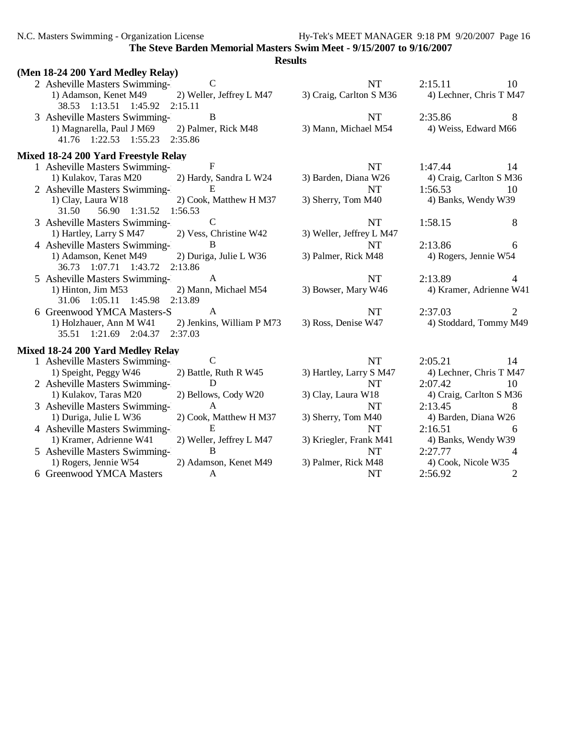**The Steve Barden Memorial Masters Swim Meet - 9/15/2007 to 9/16/2007**

**Results**

### (Men 18-24 200 Yard Medley Relay)

```
  2 Asheville Masters Swimming-         C                          NT          2:15.11         10
     1) Adamson, Kenet M49         2) Weller, Jeffrey L M47   3) Craig, Carlton S M36    4) Lechner, Chris T M47
       38.53    1:13.51    1:45.92    2:15.11
  3 Asheville Masters Swimming-         B                          NT          2:35.86          8
     1) Magnarella, Paul J M69     2) Palmer, Rick M48        3) Mann, Michael M54       4) Weiss, Edward M66
       41.76    1:22.53    1:55.23    2:35.86
```

### Mixed 18-24 200 Yard Freestyle Relay

```
  1 Asheville Masters Swimming-         F                          NT          1:47.44         14
     1) Kulakov, Taras M20         2) Hardy, Sandra L W24     3) Barden, Diana W26       4) Craig, Carlton S M36
  2 Asheville Masters Swimming-         E                          NT          1:56.53         10
     1) Clay, Laura W18            2) Cook, Matthew H M37     3) Sherry, Tom M40         4) Banks, Wendy W39
       31.50      56.90    1:31.52    1:56.53
  3 Asheville Masters Swimming-         C                          NT          1:58.15          8
     1) Hartley, Larry S M47       2) Vess, Christine W42     3) Weller, Jeffrey L M47
  4 Asheville Masters Swimming-         B                          NT          2:13.86          6
     1) Adamson, Kenet M49         2) Duriga, Julie L W36     3) Palmer, Rick M48        4) Rogers, Jennie W54
       36.73    1:07.71    1:43.72    2:13.86
  5 Asheville Masters Swimming-         A                          NT          2:13.89          4
     1) Hinton, Jim M53            2) Mann, Michael M54       3) Bowser, Mary W46        4) Kramer, Adrienne W41
       31.06    1:05.11    1:45.98    2:13.89
  6 Greenwood YMCA Masters-S            A                          NT          2:37.03          2
     1) Holzhauer, Ann M W41       2) Jenkins, William P M73  3) Ross, Denise W47        4) Stoddard, Tommy M49
       35.51    1:21.69    2:04.37    2:37.03
```

### Mixed 18-24 200 Yard Medley Relay

```
  1 Asheville Masters Swimming-         C                          NT          2:05.21         14
     1) Speight, Peggy W46         2) Battle, Ruth R W45      3) Hartley, Larry S M47    4) Lechner, Chris T M47
  2 Asheville Masters Swimming-         D                          NT          2:07.42         10
     1) Kulakov, Taras M20         2) Bellows, Cody W20       3) Clay, Laura W18         4) Craig, Carlton S M36
  3 Asheville Masters Swimming-         A                          NT          2:13.45          8
     1) Duriga, Julie L W36        2) Cook, Matthew H M37     3) Sherry, Tom M40         4) Barden, Diana W26
  4 Asheville Masters Swimming-         E                          NT          2:16.51          6
     1) Kramer, Adrienne W41       2) Weller, Jeffrey L M47   3) Kriegler, Frank M41     4) Banks, Wendy W39
  5 Asheville Masters Swimming-         B                          NT          2:27.77          4
     1) Rogers, Jennie W54         2) Adamson, Kenet M49      3) Palmer, Rick M48        4) Cook, Nicole W35
  6 Greenwood YMCA Masters              A                          NT          2:56.92          2
```